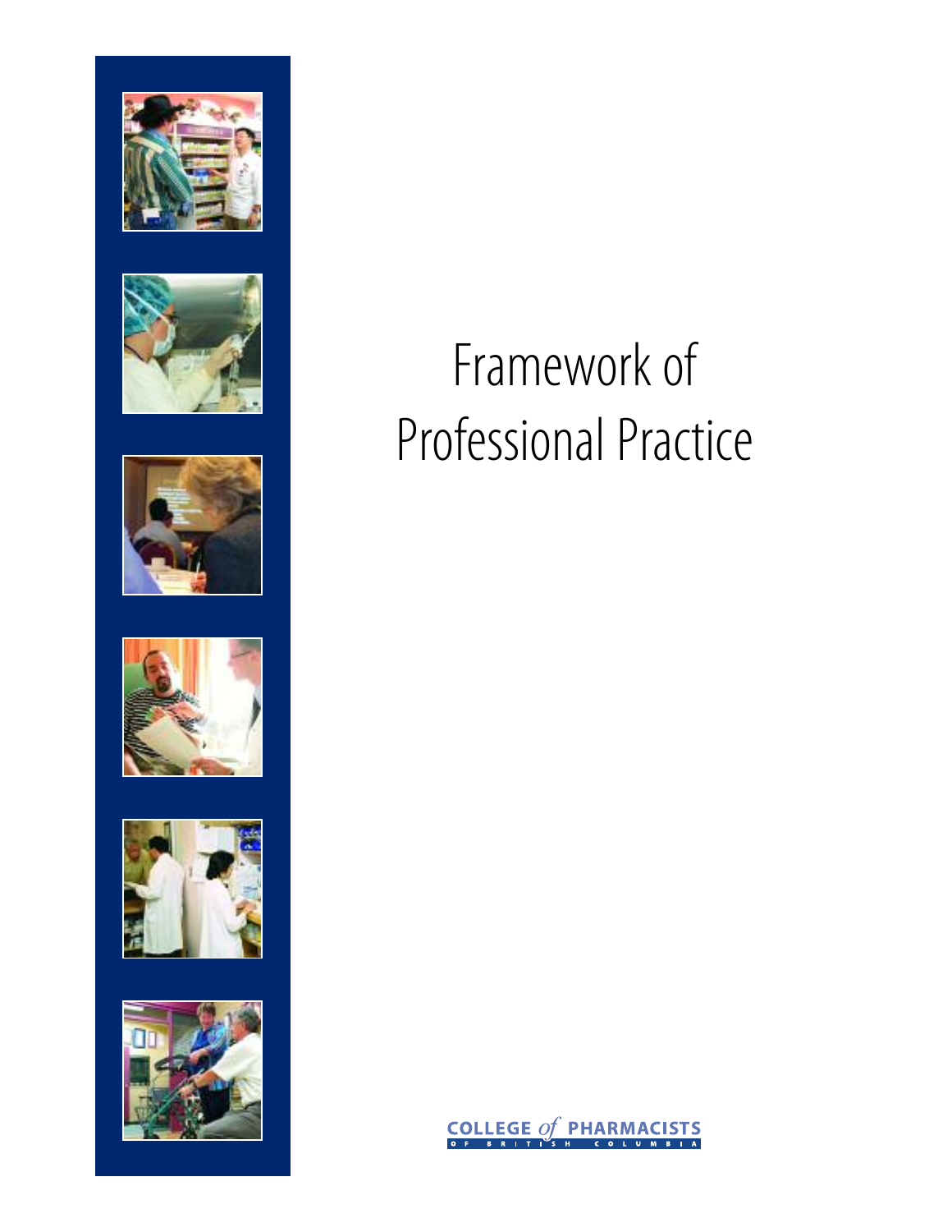# Framework of Professional Practice

COLLEGE *of* PHARMACISTS
OF BRITISH COLUMBIA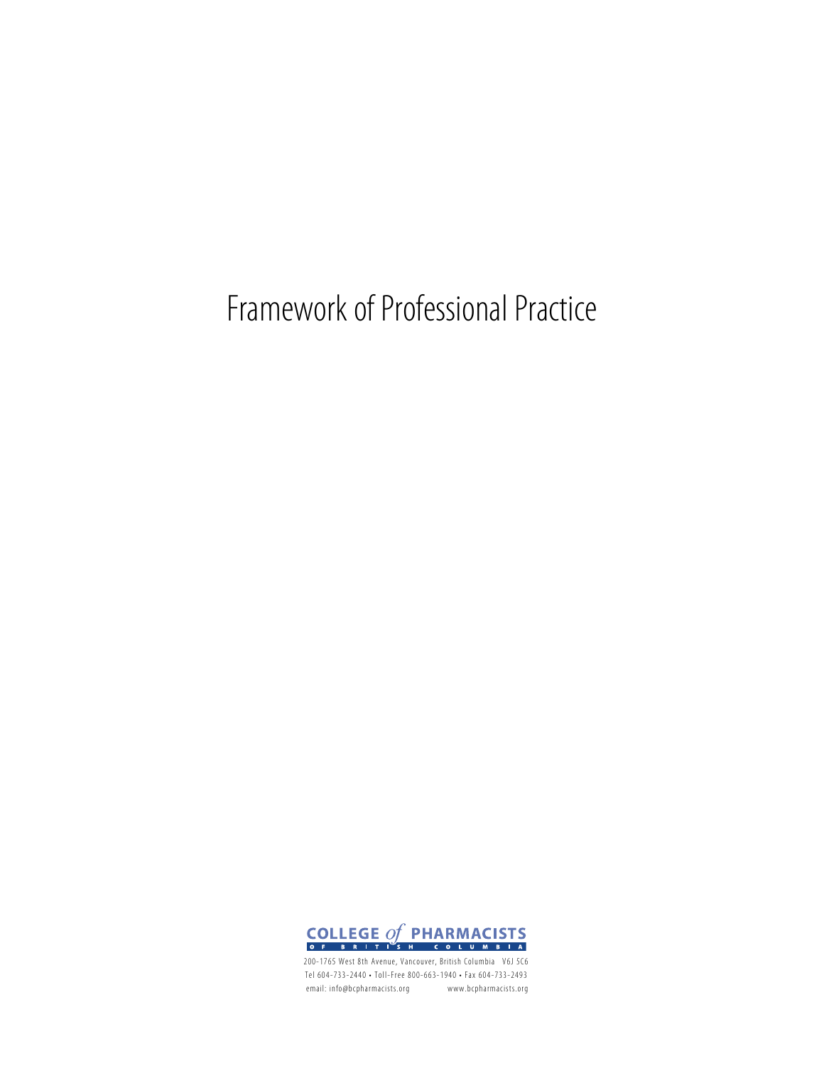# Framework of Professional Practice

COLLEGE *of* PHARMACISTS
OF BRITISH COLUMBIA

200-1765 West 8th Avenue, Vancouver, British Columbia V6J 5C6
Tel 604-733-2440 • Toll-Free 800-663-1940 • Fax 604-733-2493
email: info@bcpharmacists.org www.bcpharmacists.org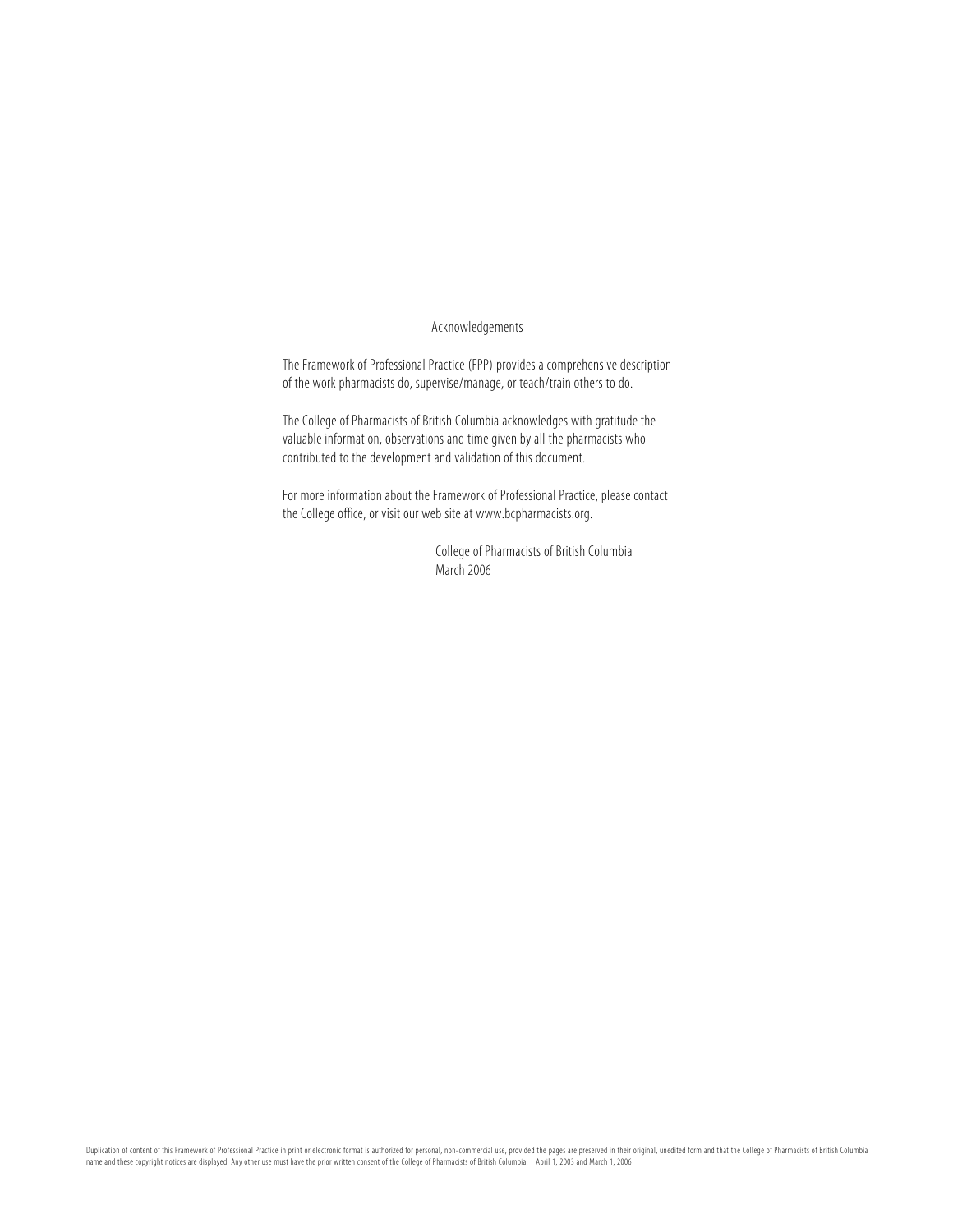## Acknowledgements

The Framework of Professional Practice (FPP) provides a comprehensive description of the work pharmacists do, supervise/manage, or teach/train others to do.

The College of Pharmacists of British Columbia acknowledges with gratitude the valuable information, observations and time given by all the pharmacists who contributed to the development and validation of this document.

For more information about the Framework of Professional Practice, please contact the College office, or visit our web site at www.bcpharmacists.org.

College of Pharmacists of British Columbia
March 2006

Duplication of content of this Framework of Professional Practice in print or electronic format is authorized for personal, non-commercial use, provided the pages are preserved in their original, unedited form and that the College of Pharmacists of British Columbia name and these copyright notices are displayed. Any other use must have the prior written consent of the College of Pharmacists of British Columbia. April 1, 2003 and March 1, 2006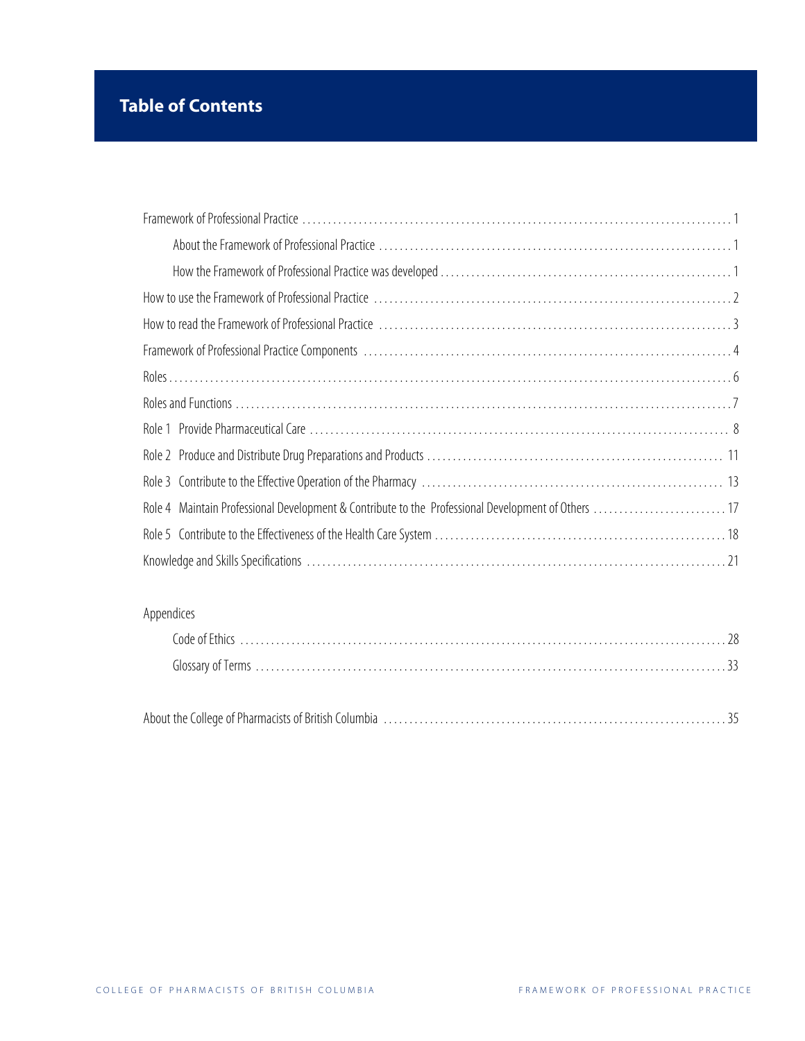# Table of Contents

Framework of Professional Practice . . . . . . . . . . 1

- About the Framework of Professional Practice . . . . . . . . . . 1
- How the Framework of Professional Practice was developed . . . . . . . . . . 1

How to use the Framework of Professional Practice . . . . . . . . . . 2

How to read the Framework of Professional Practice . . . . . . . . . . 3

Framework of Professional Practice Components . . . . . . . . . . 4

Roles . . . . . . . . . . 6

Roles and Functions . . . . . . . . . . 7

Role 1 Provide Pharmaceutical Care . . . . . . . . . . 8

Role 2 Produce and Distribute Drug Preparations and Products . . . . . . . . . . 11

Role 3 Contribute to the Effective Operation of the Pharmacy . . . . . . . . . . 13

Role 4 Maintain Professional Development & Contribute to the Professional Development of Others . . . . . . . . . . 17

Role 5 Contribute to the Effectiveness of the Health Care System . . . . . . . . . . 18

Knowledge and Skills Specifications . . . . . . . . . . 21

Appendices

- Code of Ethics . . . . . . . . . . 28
- Glossary of Terms . . . . . . . . . . 33

About the College of Pharmacists of British Columbia . . . . . . . . . . 35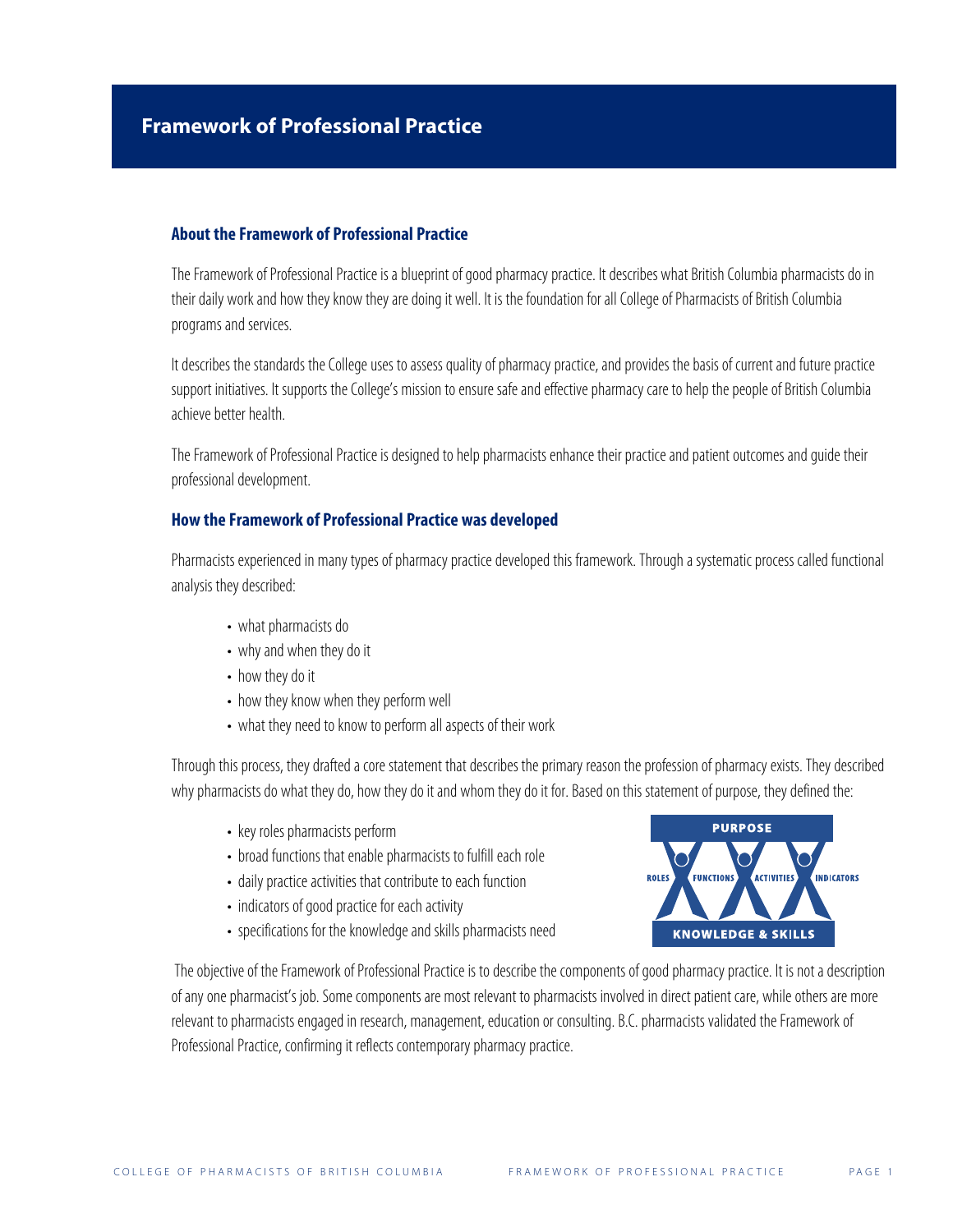# Framework of Professional Practice

## About the Framework of Professional Practice

The Framework of Professional Practice is a blueprint of good pharmacy practice. It describes what British Columbia pharmacists do in their daily work and how they know they are doing it well. It is the foundation for all College of Pharmacists of British Columbia programs and services.

It describes the standards the College uses to assess quality of pharmacy practice, and provides the basis of current and future practice support initiatives. It supports the College's mission to ensure safe and effective pharmacy care to help the people of British Columbia achieve better health.

The Framework of Professional Practice is designed to help pharmacists enhance their practice and patient outcomes and guide their professional development.

## How the Framework of Professional Practice was developed

Pharmacists experienced in many types of pharmacy practice developed this framework. Through a systematic process called functional analysis they described:

- what pharmacists do
- why and when they do it
- how they do it
- how they know when they perform well
- what they need to know to perform all aspects of their work

Through this process, they drafted a core statement that describes the primary reason the profession of pharmacy exists. They described why pharmacists do what they do, how they do it and whom they do it for. Based on this statement of purpose, they defined the:

- key roles pharmacists perform
- broad functions that enable pharmacists to fulfill each role
- daily practice activities that contribute to each function
- indicators of good practice for each activity
- specifications for the knowledge and skills pharmacists need

PURPOSE

ROLES FUNCTIONS ACTIVITIES INDICATORS

KNOWLEDGE & SKILLS

The objective of the Framework of Professional Practice is to describe the components of good pharmacy practice. It is not a description of any one pharmacist's job. Some components are most relevant to pharmacists involved in direct patient care, while others are more relevant to pharmacists engaged in research, management, education or consulting. B.C. pharmacists validated the Framework of Professional Practice, confirming it reflects contemporary pharmacy practice.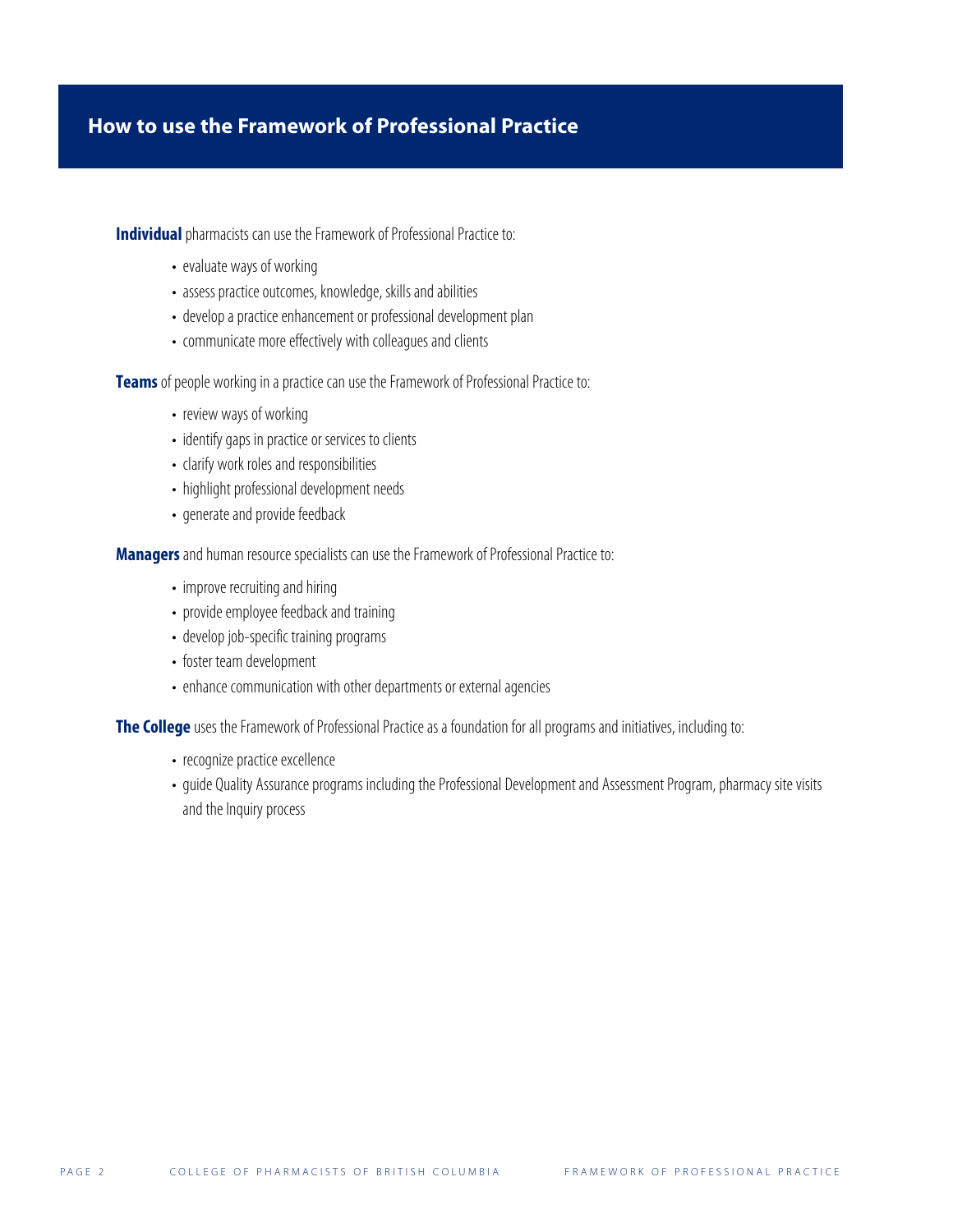## How to use the Framework of Professional Practice

**Individual** pharmacists can use the Framework of Professional Practice to:

- evaluate ways of working
- assess practice outcomes, knowledge, skills and abilities
- develop a practice enhancement or professional development plan
- communicate more effectively with colleagues and clients

**Teams** of people working in a practice can use the Framework of Professional Practice to:

- review ways of working
- identify gaps in practice or services to clients
- clarify work roles and responsibilities
- highlight professional development needs
- generate and provide feedback

**Managers** and human resource specialists can use the Framework of Professional Practice to:

- improve recruiting and hiring
- provide employee feedback and training
- develop job-specific training programs
- foster team development
- enhance communication with other departments or external agencies

**The College** uses the Framework of Professional Practice as a foundation for all programs and initiatives, including to:

- recognize practice excellence
- guide Quality Assurance programs including the Professional Development and Assessment Program, pharmacy site visits and the Inquiry process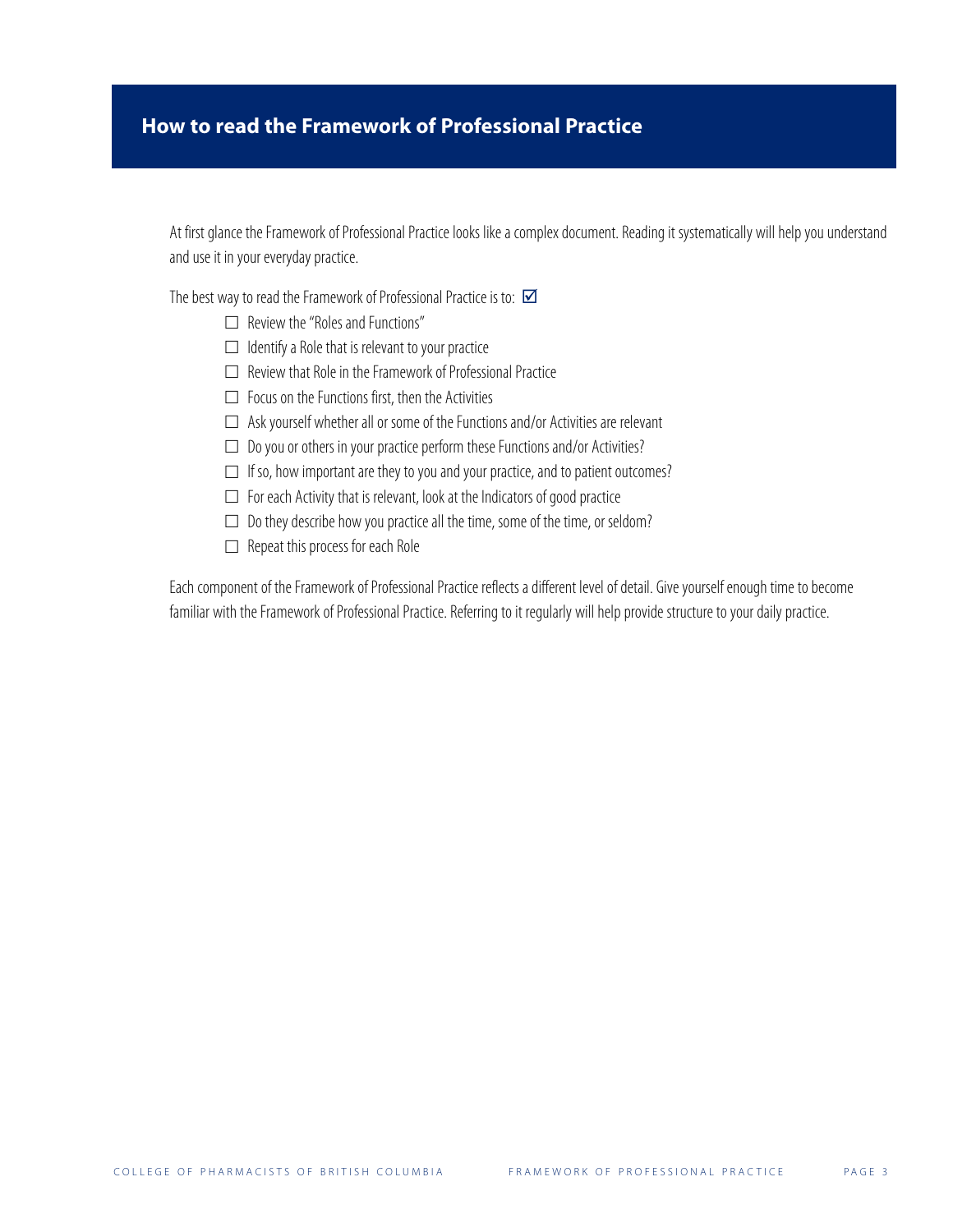## How to read the Framework of Professional Practice

At first glance the Framework of Professional Practice looks like a complex document. Reading it systematically will help you understand and use it in your everyday practice.

The best way to read the Framework of Professional Practice is to: ☑

- ☐ Review the "Roles and Functions"
- ☐ Identify a Role that is relevant to your practice
- ☐ Review that Role in the Framework of Professional Practice
- ☐ Focus on the Functions first, then the Activities
- ☐ Ask yourself whether all or some of the Functions and/or Activities are relevant
- ☐ Do you or others in your practice perform these Functions and/or Activities?
- ☐ If so, how important are they to you and your practice, and to patient outcomes?
- ☐ For each Activity that is relevant, look at the Indicators of good practice
- ☐ Do they describe how you practice all the time, some of the time, or seldom?
- ☐ Repeat this process for each Role

Each component of the Framework of Professional Practice reflects a different level of detail. Give yourself enough time to become familiar with the Framework of Professional Practice. Referring to it regularly will help provide structure to your daily practice.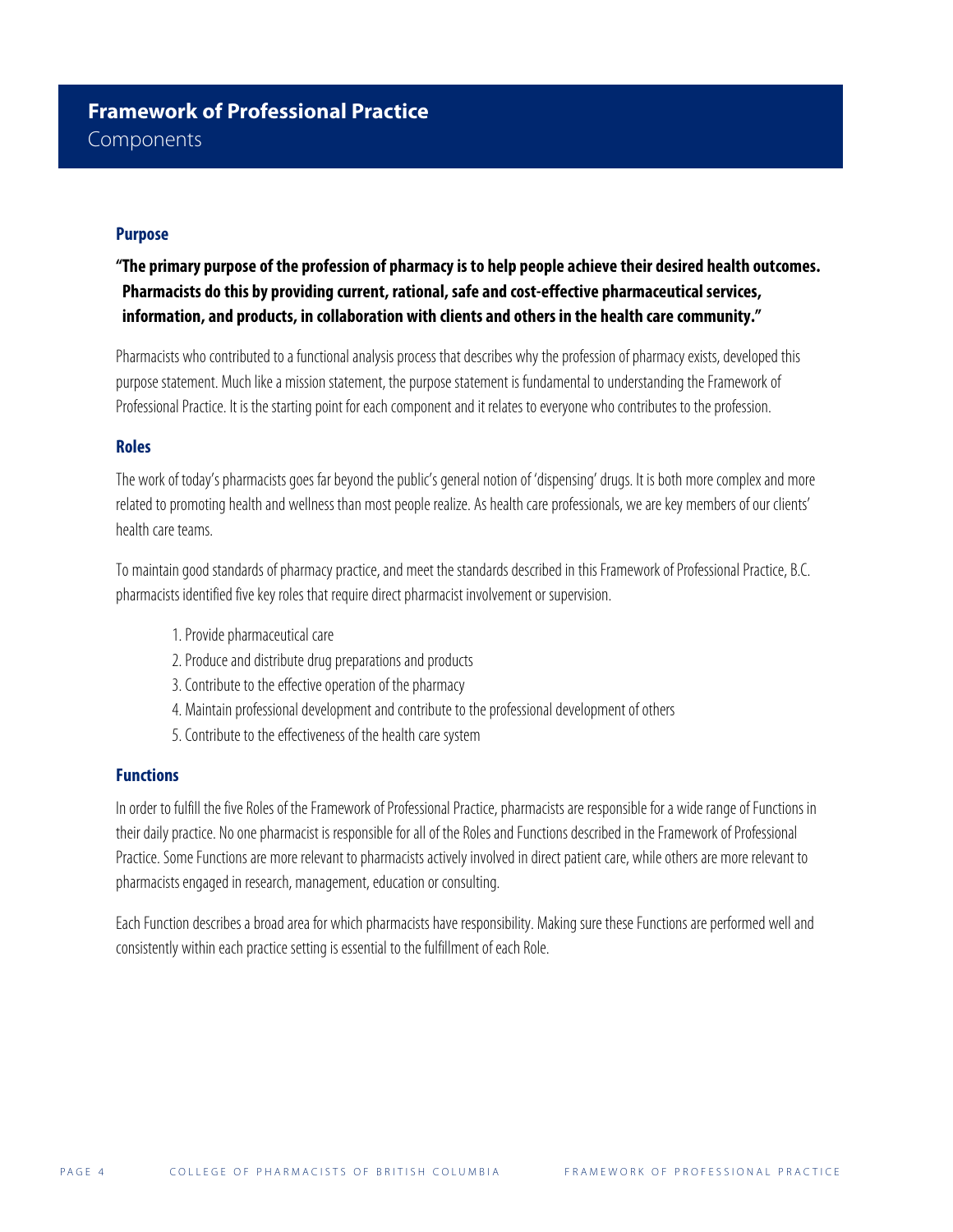# Framework of Professional Practice
Components

### Purpose

**"The primary purpose of the profession of pharmacy is to help people achieve their desired health outcomes. Pharmacists do this by providing current, rational, safe and cost-effective pharmaceutical services, information, and products, in collaboration with clients and others in the health care community."**

Pharmacists who contributed to a functional analysis process that describes why the profession of pharmacy exists, developed this purpose statement. Much like a mission statement, the purpose statement is fundamental to understanding the Framework of Professional Practice. It is the starting point for each component and it relates to everyone who contributes to the profession.

### Roles

The work of today's pharmacists goes far beyond the public's general notion of 'dispensing' drugs. It is both more complex and more related to promoting health and wellness than most people realize. As health care professionals, we are key members of our clients' health care teams.

To maintain good standards of pharmacy practice, and meet the standards described in this Framework of Professional Practice, B.C. pharmacists identified five key roles that require direct pharmacist involvement or supervision.

1. Provide pharmaceutical care
2. Produce and distribute drug preparations and products
3. Contribute to the effective operation of the pharmacy
4. Maintain professional development and contribute to the professional development of others
5. Contribute to the effectiveness of the health care system

### Functions

In order to fulfill the five Roles of the Framework of Professional Practice, pharmacists are responsible for a wide range of Functions in their daily practice. No one pharmacist is responsible for all of the Roles and Functions described in the Framework of Professional Practice. Some Functions are more relevant to pharmacists actively involved in direct patient care, while others are more relevant to pharmacists engaged in research, management, education or consulting.

Each Function describes a broad area for which pharmacists have responsibility. Making sure these Functions are performed well and consistently within each practice setting is essential to the fulfillment of each Role.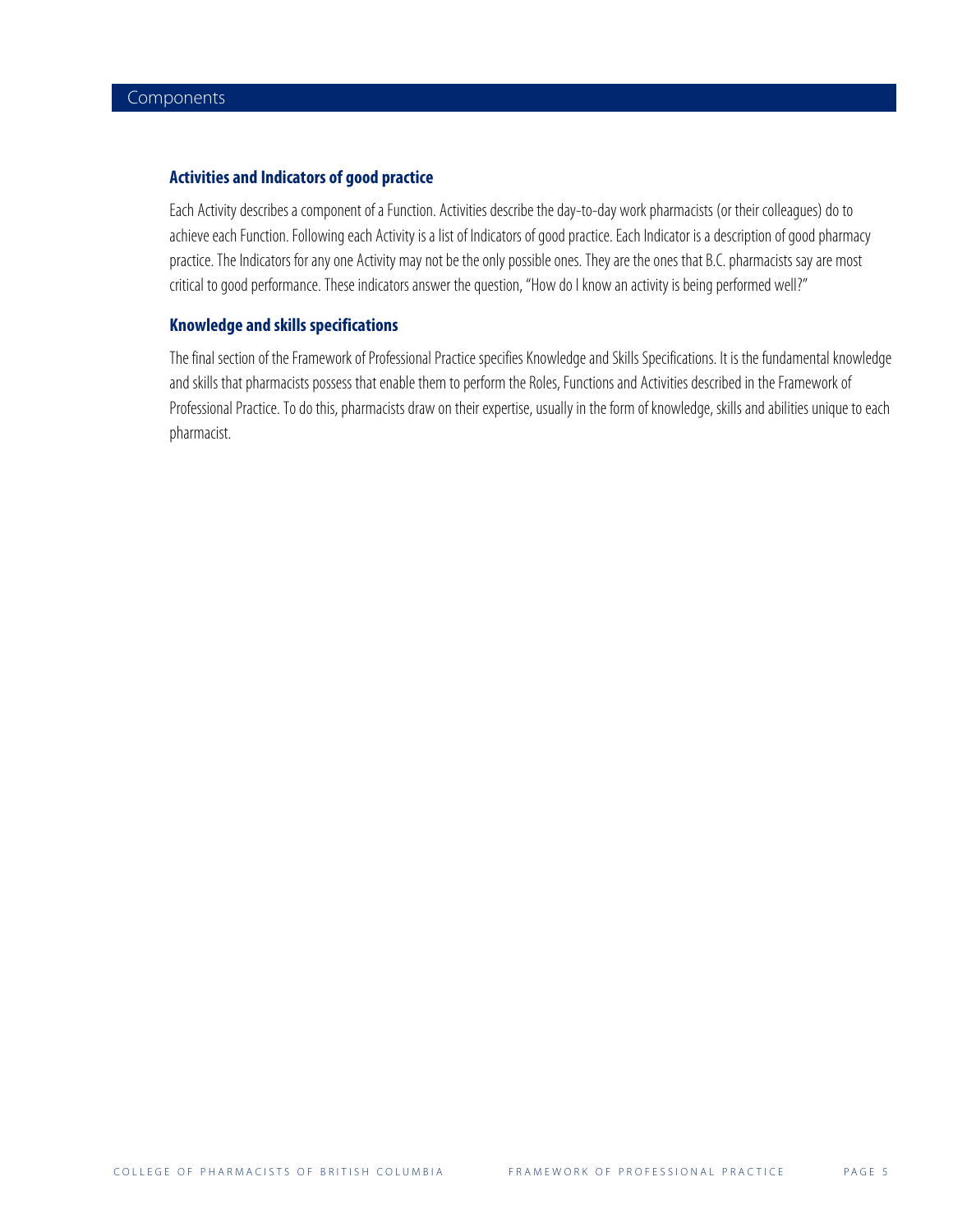## Components

### Activities and Indicators of good practice

Each Activity describes a component of a Function. Activities describe the day-to-day work pharmacists (or their colleagues) do to achieve each Function. Following each Activity is a list of Indicators of good practice. Each Indicator is a description of good pharmacy practice. The Indicators for any one Activity may not be the only possible ones. They are the ones that B.C. pharmacists say are most critical to good performance. These indicators answer the question, "How do I know an activity is being performed well?"

### Knowledge and skills specifications

The final section of the Framework of Professional Practice specifies Knowledge and Skills Specifications. It is the fundamental knowledge and skills that pharmacists possess that enable them to perform the Roles, Functions and Activities described in the Framework of Professional Practice. To do this, pharmacists draw on their expertise, usually in the form of knowledge, skills and abilities unique to each pharmacist.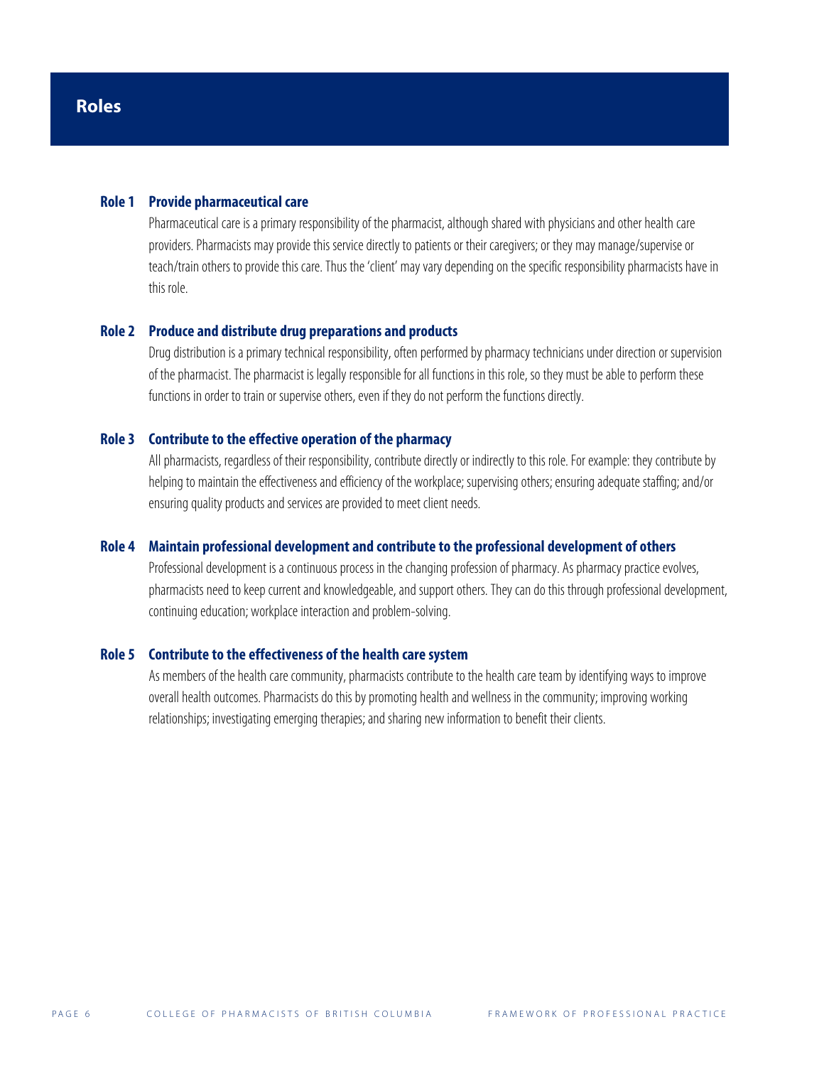# Roles

### Role 1 Provide pharmaceutical care

Pharmaceutical care is a primary responsibility of the pharmacist, although shared with physicians and other health care providers. Pharmacists may provide this service directly to patients or their caregivers; or they may manage/supervise or teach/train others to provide this care. Thus the 'client' may vary depending on the specific responsibility pharmacists have in this role.

### Role 2 Produce and distribute drug preparations and products

Drug distribution is a primary technical responsibility, often performed by pharmacy technicians under direction or supervision of the pharmacist. The pharmacist is legally responsible for all functions in this role, so they must be able to perform these functions in order to train or supervise others, even if they do not perform the functions directly.

### Role 3 Contribute to the effective operation of the pharmacy

All pharmacists, regardless of their responsibility, contribute directly or indirectly to this role. For example: they contribute by helping to maintain the effectiveness and efficiency of the workplace; supervising others; ensuring adequate staffing; and/or ensuring quality products and services are provided to meet client needs.

### Role 4 Maintain professional development and contribute to the professional development of others

Professional development is a continuous process in the changing profession of pharmacy. As pharmacy practice evolves, pharmacists need to keep current and knowledgeable, and support others. They can do this through professional development, continuing education; workplace interaction and problem-solving.

### Role 5 Contribute to the effectiveness of the health care system

As members of the health care community, pharmacists contribute to the health care team by identifying ways to improve overall health outcomes. Pharmacists do this by promoting health and wellness in the community; improving working relationships; investigating emerging therapies; and sharing new information to benefit their clients.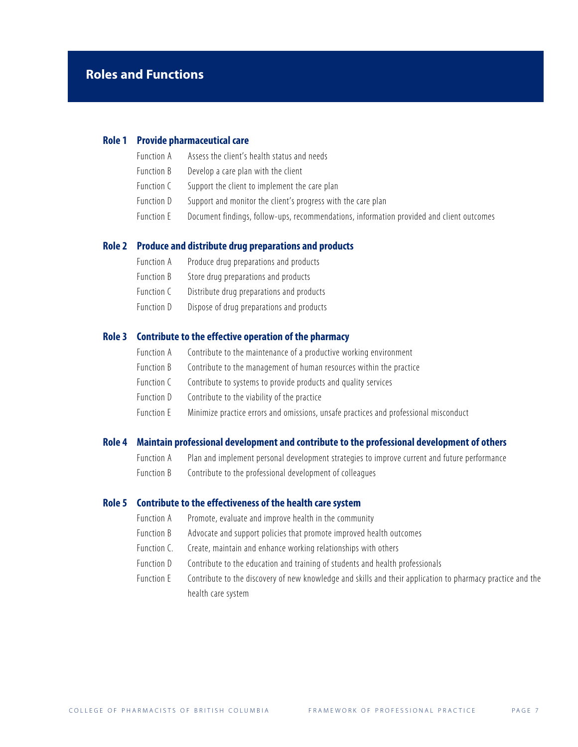# Roles and Functions

## Role 1 Provide pharmaceutical care

- Function A Assess the client's health status and needs
- Function B Develop a care plan with the client
- Function C Support the client to implement the care plan
- Function D Support and monitor the client's progress with the care plan
- Function E Document findings, follow-ups, recommendations, information provided and client outcomes

## Role 2 Produce and distribute drug preparations and products

- Function A Produce drug preparations and products
- Function B Store drug preparations and products
- Function C Distribute drug preparations and products
- Function D Dispose of drug preparations and products

## Role 3 Contribute to the effective operation of the pharmacy

- Function A Contribute to the maintenance of a productive working environment
- Function B Contribute to the management of human resources within the practice
- Function C Contribute to systems to provide products and quality services
- Function D Contribute to the viability of the practice
- Function E Minimize practice errors and omissions, unsafe practices and professional misconduct

## Role 4 Maintain professional development and contribute to the professional development of others

- Function A Plan and implement personal development strategies to improve current and future performance
- Function B Contribute to the professional development of colleagues

## Role 5 Contribute to the effectiveness of the health care system

- Function A Promote, evaluate and improve health in the community
- Function B Advocate and support policies that promote improved health outcomes
- Function C. Create, maintain and enhance working relationships with others
- Function D Contribute to the education and training of students and health professionals
- Function E Contribute to the discovery of new knowledge and skills and their application to pharmacy practice and the health care system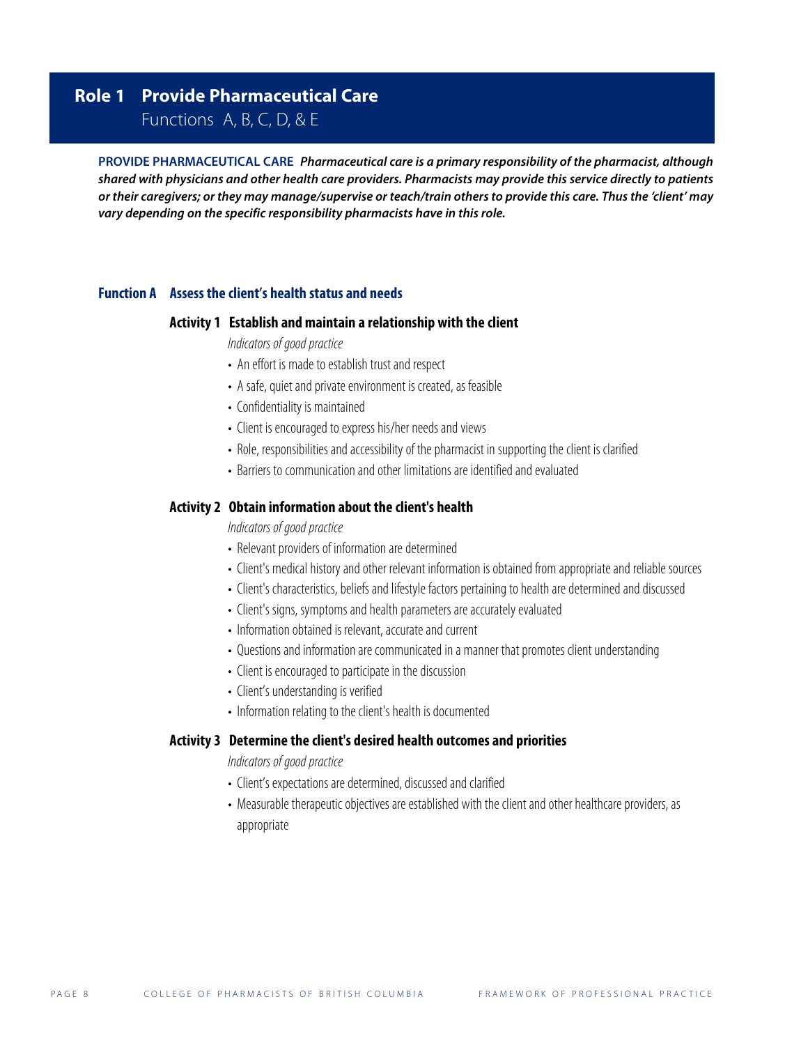# Role 1 Provide Pharmaceutical Care

Functions A, B, C, D, & E

**PROVIDE PHARMACEUTICAL CARE** ***Pharmaceutical care is a primary responsibility of the pharmacist, although shared with physicians and other health care providers. Pharmacists may provide this service directly to patients or their caregivers; or they may manage/supervise or teach/train others to provide this care. Thus the 'client' may vary depending on the specific responsibility pharmacists have in this role.***

## Function A Assess the client's health status and needs

### Activity 1 Establish and maintain a relationship with the client

*Indicators of good practice*

- An effort is made to establish trust and respect
- A safe, quiet and private environment is created, as feasible
- Confidentiality is maintained
- Client is encouraged to express his/her needs and views
- Role, responsibilities and accessibility of the pharmacist in supporting the client is clarified
- Barriers to communication and other limitations are identified and evaluated

### Activity 2 Obtain information about the client's health

*Indicators of good practice*

- Relevant providers of information are determined
- Client's medical history and other relevant information is obtained from appropriate and reliable sources
- Client's characteristics, beliefs and lifestyle factors pertaining to health are determined and discussed
- Client's signs, symptoms and health parameters are accurately evaluated
- Information obtained is relevant, accurate and current
- Questions and information are communicated in a manner that promotes client understanding
- Client is encouraged to participate in the discussion
- Client's understanding is verified
- Information relating to the client's health is documented

### Activity 3 Determine the client's desired health outcomes and priorities

*Indicators of good practice*

- Client's expectations are determined, discussed and clarified
- Measurable therapeutic objectives are established with the client and other healthcare providers, as appropriate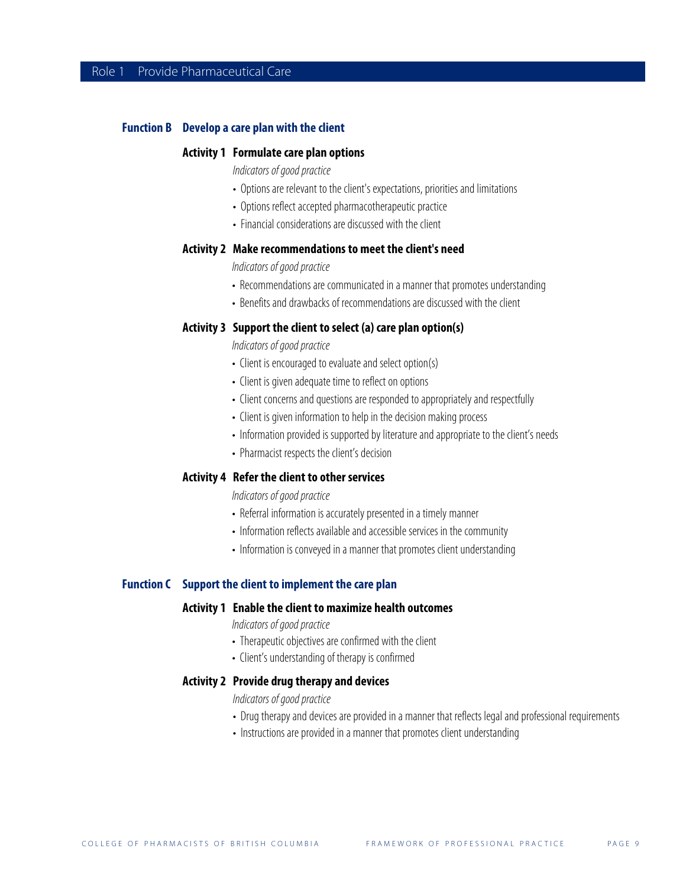## Function B Develop a care plan with the client

### Activity 1 Formulate care plan options

*Indicators of good practice*

- Options are relevant to the client's expectations, priorities and limitations
- Options reflect accepted pharmacotherapeutic practice
- Financial considerations are discussed with the client

### Activity 2 Make recommendations to meet the client's need

*Indicators of good practice*

- Recommendations are communicated in a manner that promotes understanding
- Benefits and drawbacks of recommendations are discussed with the client

### Activity 3 Support the client to select (a) care plan option(s)

*Indicators of good practice*

- Client is encouraged to evaluate and select option(s)
- Client is given adequate time to reflect on options
- Client concerns and questions are responded to appropriately and respectfully
- Client is given information to help in the decision making process
- Information provided is supported by literature and appropriate to the client's needs
- Pharmacist respects the client's decision

### Activity 4 Refer the client to other services

*Indicators of good practice*

- Referral information is accurately presented in a timely manner
- Information reflects available and accessible services in the community
- Information is conveyed in a manner that promotes client understanding

## Function C Support the client to implement the care plan

### Activity 1 Enable the client to maximize health outcomes

*Indicators of good practice*

- Therapeutic objectives are confirmed with the client
- Client's understanding of therapy is confirmed

### Activity 2 Provide drug therapy and devices

*Indicators of good practice*

- Drug therapy and devices are provided in a manner that reflects legal and professional requirements
- Instructions are provided in a manner that promotes client understanding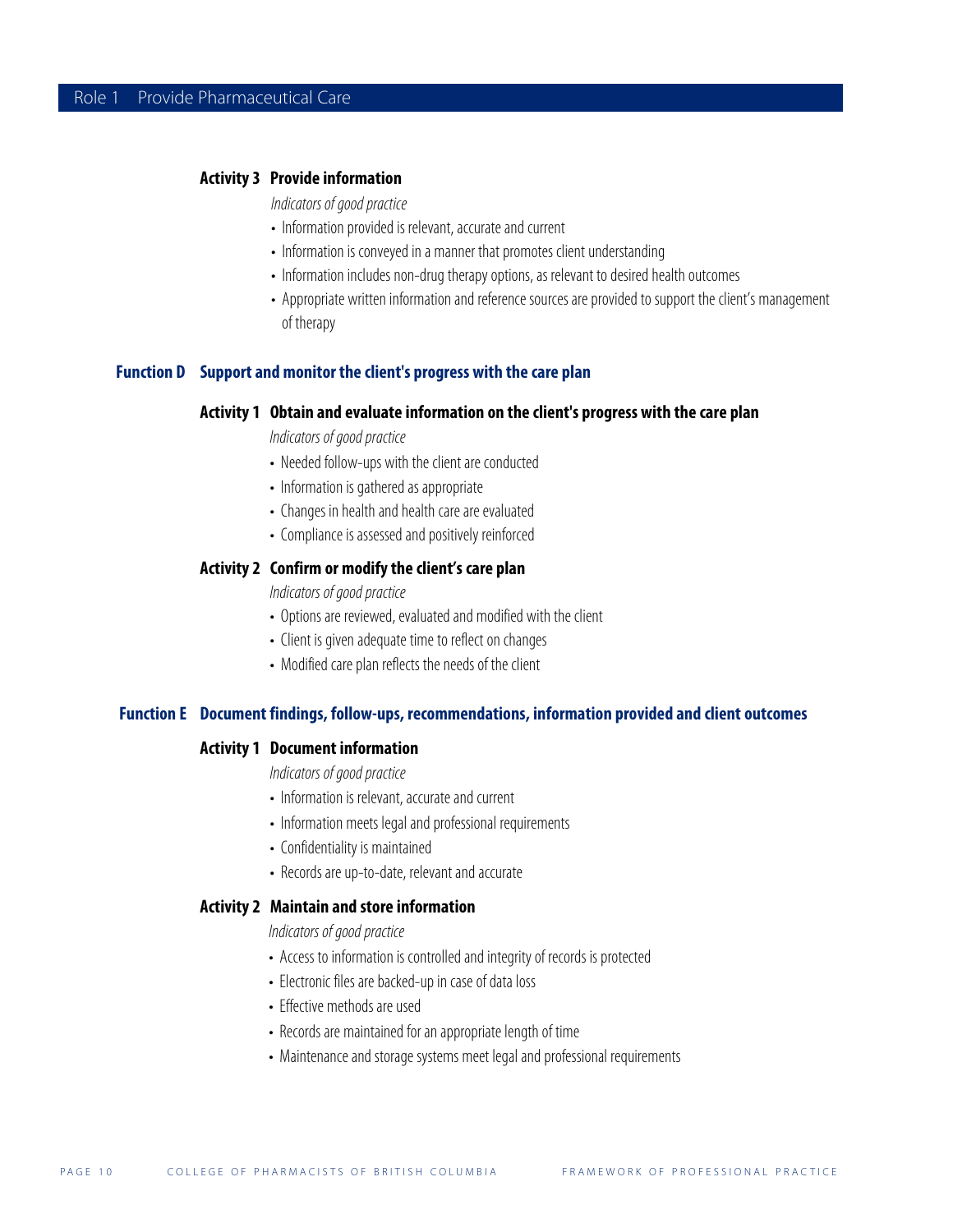### Activity 3 Provide information

*Indicators of good practice*

- Information provided is relevant, accurate and current
- Information is conveyed in a manner that promotes client understanding
- Information includes non-drug therapy options, as relevant to desired health outcomes
- Appropriate written information and reference sources are provided to support the client's management of therapy

## Function D Support and monitor the client's progress with the care plan

### Activity 1 Obtain and evaluate information on the client's progress with the care plan

*Indicators of good practice*

- Needed follow-ups with the client are conducted
- Information is gathered as appropriate
- Changes in health and health care are evaluated
- Compliance is assessed and positively reinforced

### Activity 2 Confirm or modify the client's care plan

*Indicators of good practice*

- Options are reviewed, evaluated and modified with the client
- Client is given adequate time to reflect on changes
- Modified care plan reflects the needs of the client

## Function E Document findings, follow-ups, recommendations, information provided and client outcomes

### Activity 1 Document information

*Indicators of good practice*

- Information is relevant, accurate and current
- Information meets legal and professional requirements
- Confidentiality is maintained
- Records are up-to-date, relevant and accurate

### Activity 2 Maintain and store information

*Indicators of good practice*

- Access to information is controlled and integrity of records is protected
- Electronic files are backed-up in case of data loss
- Effective methods are used
- Records are maintained for an appropriate length of time
- Maintenance and storage systems meet legal and professional requirements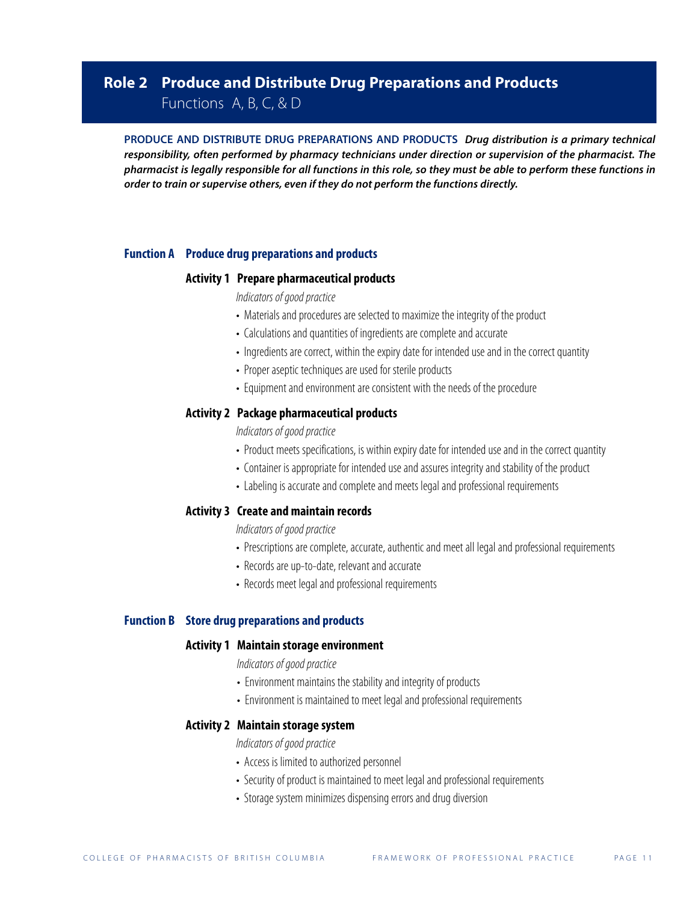# Role 2 Produce and Distribute Drug Preparations and Products

Functions A, B, C, & D

**PRODUCE AND DISTRIBUTE DRUG PREPARATIONS AND PRODUCTS** ***Drug distribution is a primary technical responsibility, often performed by pharmacy technicians under direction or supervision of the pharmacist. The pharmacist is legally responsible for all functions in this role, so they must be able to perform these functions in order to train or supervise others, even if they do not perform the functions directly.***

## Function A Produce drug preparations and products

### Activity 1 Prepare pharmaceutical products

*Indicators of good practice*

- Materials and procedures are selected to maximize the integrity of the product
- Calculations and quantities of ingredients are complete and accurate
- Ingredients are correct, within the expiry date for intended use and in the correct quantity
- Proper aseptic techniques are used for sterile products
- Equipment and environment are consistent with the needs of the procedure

### Activity 2 Package pharmaceutical products

*Indicators of good practice*

- Product meets specifications, is within expiry date for intended use and in the correct quantity
- Container is appropriate for intended use and assures integrity and stability of the product
- Labeling is accurate and complete and meets legal and professional requirements

### Activity 3 Create and maintain records

*Indicators of good practice*

- Prescriptions are complete, accurate, authentic and meet all legal and professional requirements
- Records are up-to-date, relevant and accurate
- Records meet legal and professional requirements

## Function B Store drug preparations and products

### Activity 1 Maintain storage environment

*Indicators of good practice*

- Environment maintains the stability and integrity of products
- Environment is maintained to meet legal and professional requirements

### Activity 2 Maintain storage system

*Indicators of good practice*

- Access is limited to authorized personnel
- Security of product is maintained to meet legal and professional requirements
- Storage system minimizes dispensing errors and drug diversion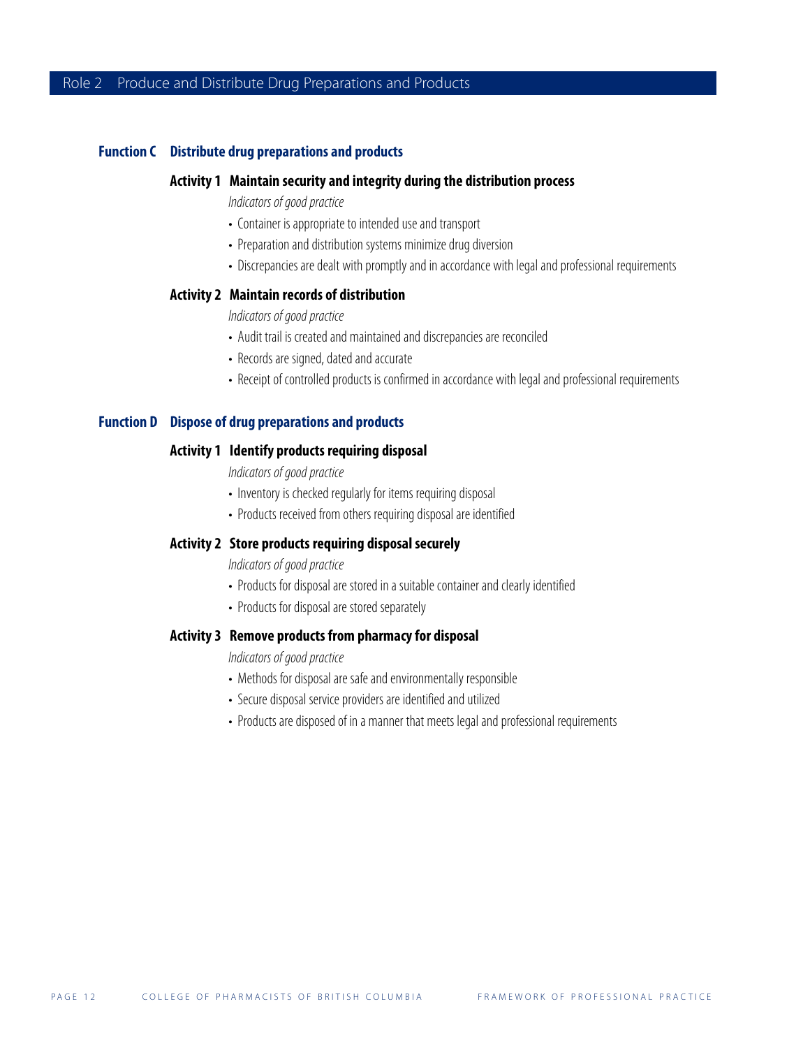## Role 2 Produce and Distribute Drug Preparations and Products

### Function C Distribute drug preparations and products

#### Activity 1 Maintain security and integrity during the distribution process

*Indicators of good practice*

- Container is appropriate to intended use and transport
- Preparation and distribution systems minimize drug diversion
- Discrepancies are dealt with promptly and in accordance with legal and professional requirements

#### Activity 2 Maintain records of distribution

*Indicators of good practice*

- Audit trail is created and maintained and discrepancies are reconciled
- Records are signed, dated and accurate
- Receipt of controlled products is confirmed in accordance with legal and professional requirements

### Function D Dispose of drug preparations and products

#### Activity 1 Identify products requiring disposal

*Indicators of good practice*

- Inventory is checked regularly for items requiring disposal
- Products received from others requiring disposal are identified

#### Activity 2 Store products requiring disposal securely

*Indicators of good practice*

- Products for disposal are stored in a suitable container and clearly identified
- Products for disposal are stored separately

#### Activity 3 Remove products from pharmacy for disposal

*Indicators of good practice*

- Methods for disposal are safe and environmentally responsible
- Secure disposal service providers are identified and utilized
- Products are disposed of in a manner that meets legal and professional requirements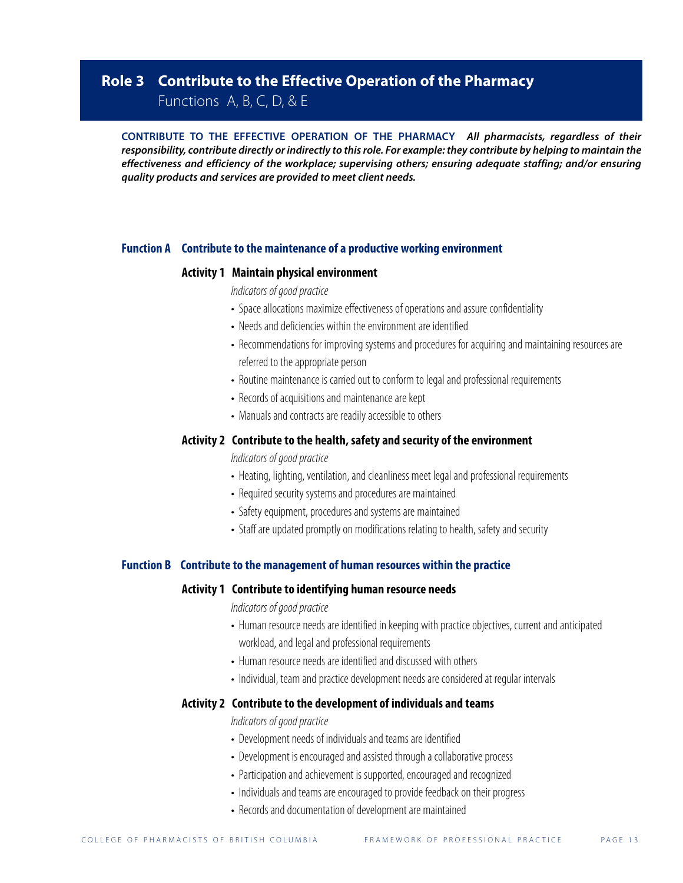# Role 3 Contribute to the Effective Operation of the Pharmacy

Functions A, B, C, D, & E

**CONTRIBUTE TO THE EFFECTIVE OPERATION OF THE PHARMACY** ***All pharmacists, regardless of their responsibility, contribute directly or indirectly to this role. For example: they contribute by helping to maintain the effectiveness and efficiency of the workplace; supervising others; ensuring adequate staffing; and/or ensuring quality products and services are provided to meet client needs.***

## Function A Contribute to the maintenance of a productive working environment

### Activity 1 Maintain physical environment

*Indicators of good practice*

- Space allocations maximize effectiveness of operations and assure confidentiality
- Needs and deficiencies within the environment are identified
- Recommendations for improving systems and procedures for acquiring and maintaining resources are referred to the appropriate person
- Routine maintenance is carried out to conform to legal and professional requirements
- Records of acquisitions and maintenance are kept
- Manuals and contracts are readily accessible to others

### Activity 2 Contribute to the health, safety and security of the environment

*Indicators of good practice*

- Heating, lighting, ventilation, and cleanliness meet legal and professional requirements
- Required security systems and procedures are maintained
- Safety equipment, procedures and systems are maintained
- Staff are updated promptly on modifications relating to health, safety and security

## Function B Contribute to the management of human resources within the practice

### Activity 1 Contribute to identifying human resource needs

*Indicators of good practice*

- Human resource needs are identified in keeping with practice objectives, current and anticipated workload, and legal and professional requirements
- Human resource needs are identified and discussed with others
- Individual, team and practice development needs are considered at regular intervals

### Activity 2 Contribute to the development of individuals and teams

*Indicators of good practice*

- Development needs of individuals and teams are identified
- Development is encouraged and assisted through a collaborative process
- Participation and achievement is supported, encouraged and recognized
- Individuals and teams are encouraged to provide feedback on their progress
- Records and documentation of development are maintained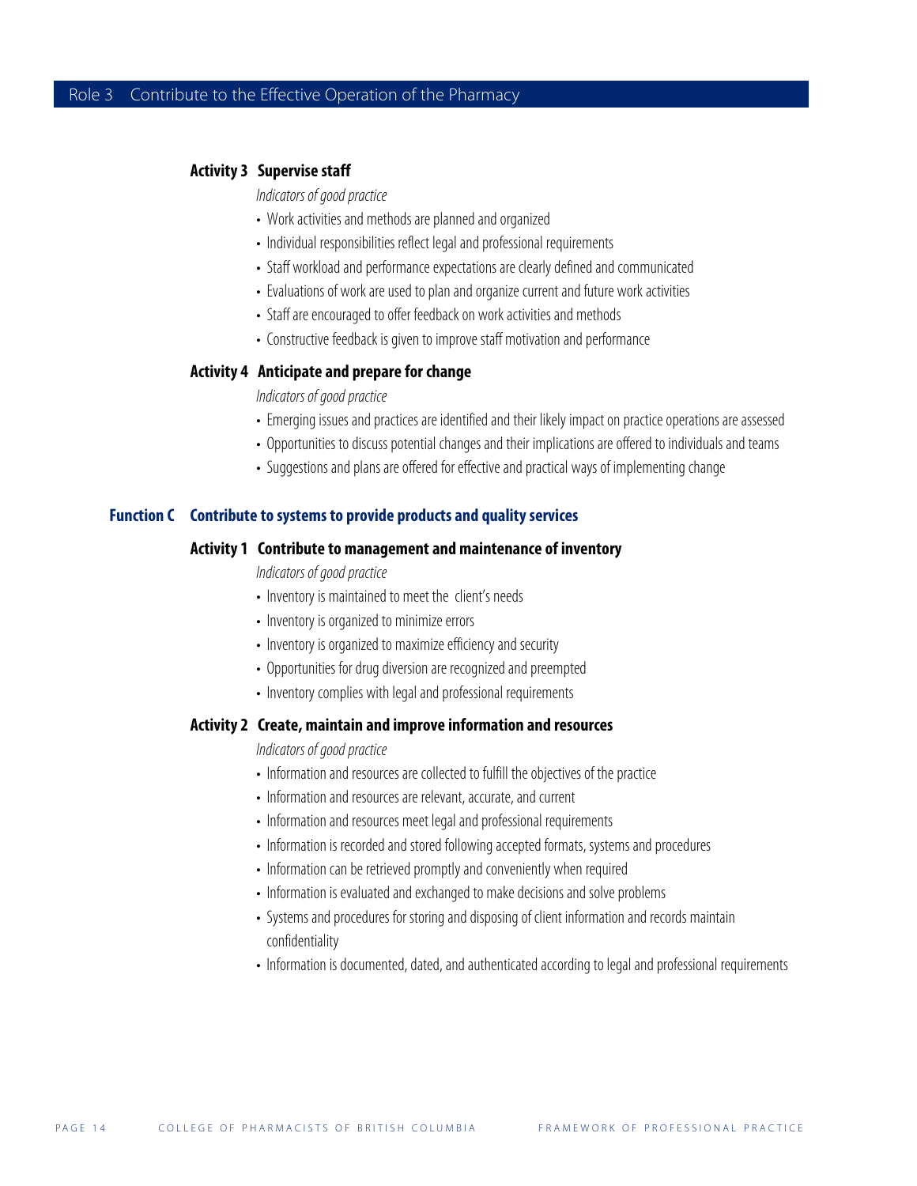## Role 3 Contribute to the Effective Operation of the Pharmacy

### Activity 3 Supervise staff

*Indicators of good practice*

- Work activities and methods are planned and organized
- Individual responsibilities reflect legal and professional requirements
- Staff workload and performance expectations are clearly defined and communicated
- Evaluations of work are used to plan and organize current and future work activities
- Staff are encouraged to offer feedback on work activities and methods
- Constructive feedback is given to improve staff motivation and performance

### Activity 4 Anticipate and prepare for change

*Indicators of good practice*

- Emerging issues and practices are identified and their likely impact on practice operations are assessed
- Opportunities to discuss potential changes and their implications are offered to individuals and teams
- Suggestions and plans are offered for effective and practical ways of implementing change

## Function C Contribute to systems to provide products and quality services

### Activity 1 Contribute to management and maintenance of inventory

*Indicators of good practice*

- Inventory is maintained to meet the client's needs
- Inventory is organized to minimize errors
- Inventory is organized to maximize efficiency and security
- Opportunities for drug diversion are recognized and preempted
- Inventory complies with legal and professional requirements

### Activity 2 Create, maintain and improve information and resources

*Indicators of good practice*

- Information and resources are collected to fulfill the objectives of the practice
- Information and resources are relevant, accurate, and current
- Information and resources meet legal and professional requirements
- Information is recorded and stored following accepted formats, systems and procedures
- Information can be retrieved promptly and conveniently when required
- Information is evaluated and exchanged to make decisions and solve problems
- Systems and procedures for storing and disposing of client information and records maintain confidentiality
- Information is documented, dated, and authenticated according to legal and professional requirements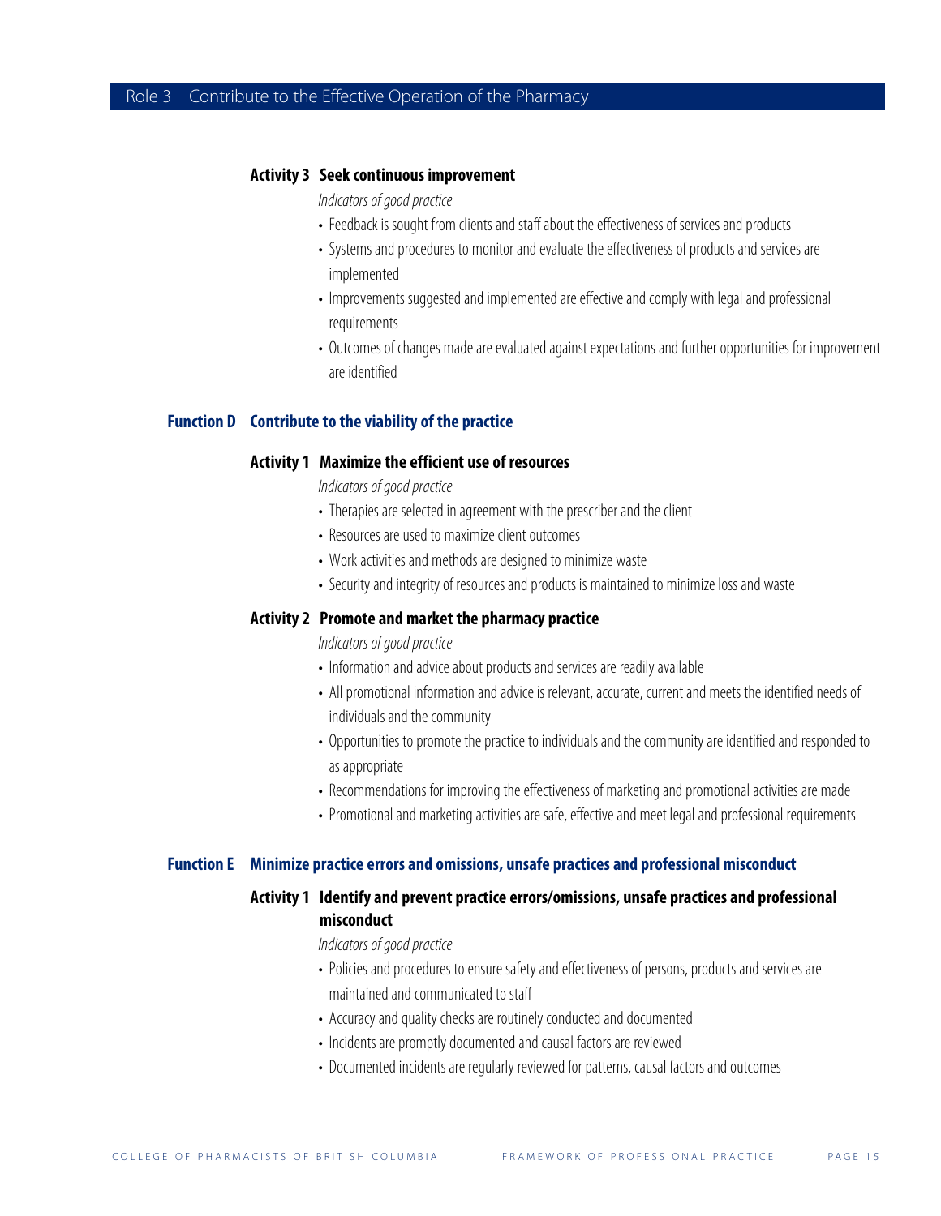#### Activity 3 Seek continuous improvement

*Indicators of good practice*

- Feedback is sought from clients and staff about the effectiveness of services and products
- Systems and procedures to monitor and evaluate the effectiveness of products and services are implemented
- Improvements suggested and implemented are effective and comply with legal and professional requirements
- Outcomes of changes made are evaluated against expectations and further opportunities for improvement are identified

### Function D Contribute to the viability of the practice

#### Activity 1 Maximize the efficient use of resources

*Indicators of good practice*

- Therapies are selected in agreement with the prescriber and the client
- Resources are used to maximize client outcomes
- Work activities and methods are designed to minimize waste
- Security and integrity of resources and products is maintained to minimize loss and waste

#### Activity 2 Promote and market the pharmacy practice

*Indicators of good practice*

- Information and advice about products and services are readily available
- All promotional information and advice is relevant, accurate, current and meets the identified needs of individuals and the community
- Opportunities to promote the practice to individuals and the community are identified and responded to as appropriate
- Recommendations for improving the effectiveness of marketing and promotional activities are made
- Promotional and marketing activities are safe, effective and meet legal and professional requirements

### Function E Minimize practice errors and omissions, unsafe practices and professional misconduct

#### Activity 1 Identify and prevent practice errors/omissions, unsafe practices and professional misconduct

*Indicators of good practice*

- Policies and procedures to ensure safety and effectiveness of persons, products and services are maintained and communicated to staff
- Accuracy and quality checks are routinely conducted and documented
- Incidents are promptly documented and causal factors are reviewed
- Documented incidents are regularly reviewed for patterns, causal factors and outcomes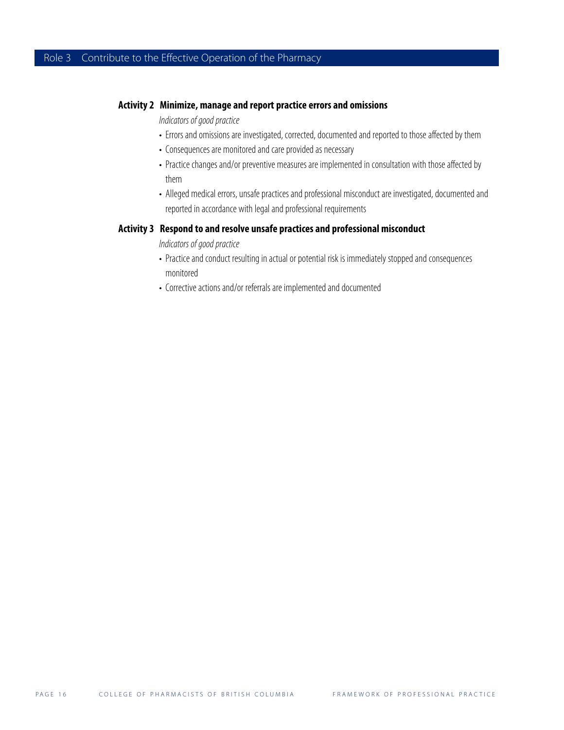## Role 3 Contribute to the Effective Operation of the Pharmacy

### Activity 2 Minimize, manage and report practice errors and omissions

*Indicators of good practice*

- Errors and omissions are investigated, corrected, documented and reported to those affected by them
- Consequences are monitored and care provided as necessary
- Practice changes and/or preventive measures are implemented in consultation with those affected by them
- Alleged medical errors, unsafe practices and professional misconduct are investigated, documented and reported in accordance with legal and professional requirements

### Activity 3 Respond to and resolve unsafe practices and professional misconduct

*Indicators of good practice*

- Practice and conduct resulting in actual or potential risk is immediately stopped and consequences monitored
- Corrective actions and/or referrals are implemented and documented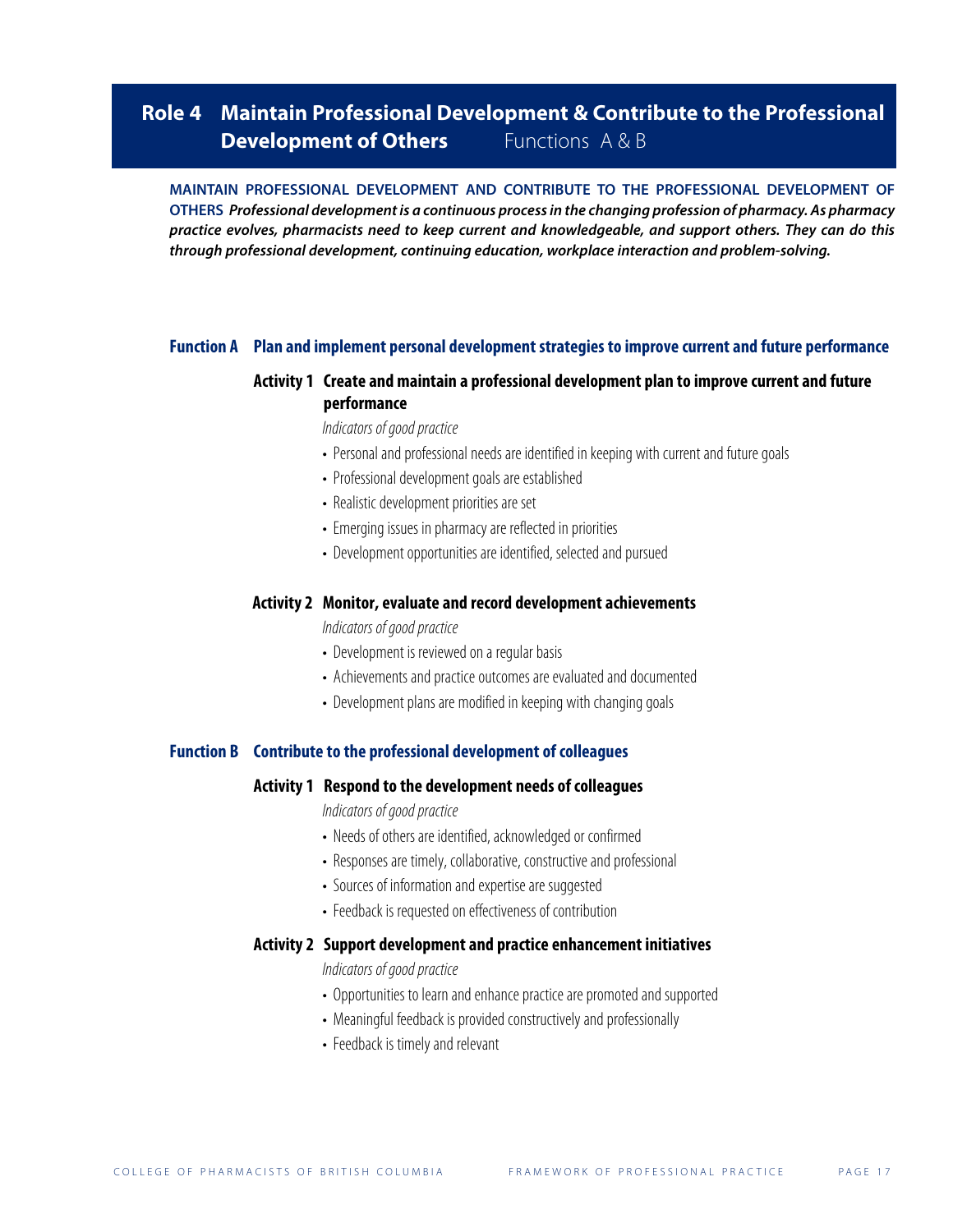# Role 4 Maintain Professional Development & Contribute to the Professional Development of Others — Functions A & B

**MAINTAIN PROFESSIONAL DEVELOPMENT AND CONTRIBUTE TO THE PROFESSIONAL DEVELOPMENT OF OTHERS** ***Professional development is a continuous process in the changing profession of pharmacy. As pharmacy practice evolves, pharmacists need to keep current and knowledgeable, and support others. They can do this through professional development, continuing education, workplace interaction and problem-solving.***

## Function A Plan and implement personal development strategies to improve current and future performance

### Activity 1 Create and maintain a professional development plan to improve current and future performance

*Indicators of good practice*

- Personal and professional needs are identified in keeping with current and future goals
- Professional development goals are established
- Realistic development priorities are set
- Emerging issues in pharmacy are reflected in priorities
- Development opportunities are identified, selected and pursued

### Activity 2 Monitor, evaluate and record development achievements

*Indicators of good practice*

- Development is reviewed on a regular basis
- Achievements and practice outcomes are evaluated and documented
- Development plans are modified in keeping with changing goals

## Function B Contribute to the professional development of colleagues

### Activity 1 Respond to the development needs of colleagues

*Indicators of good practice*

- Needs of others are identified, acknowledged or confirmed
- Responses are timely, collaborative, constructive and professional
- Sources of information and expertise are suggested
- Feedback is requested on effectiveness of contribution

### Activity 2 Support development and practice enhancement initiatives

*Indicators of good practice*

- Opportunities to learn and enhance practice are promoted and supported
- Meaningful feedback is provided constructively and professionally
- Feedback is timely and relevant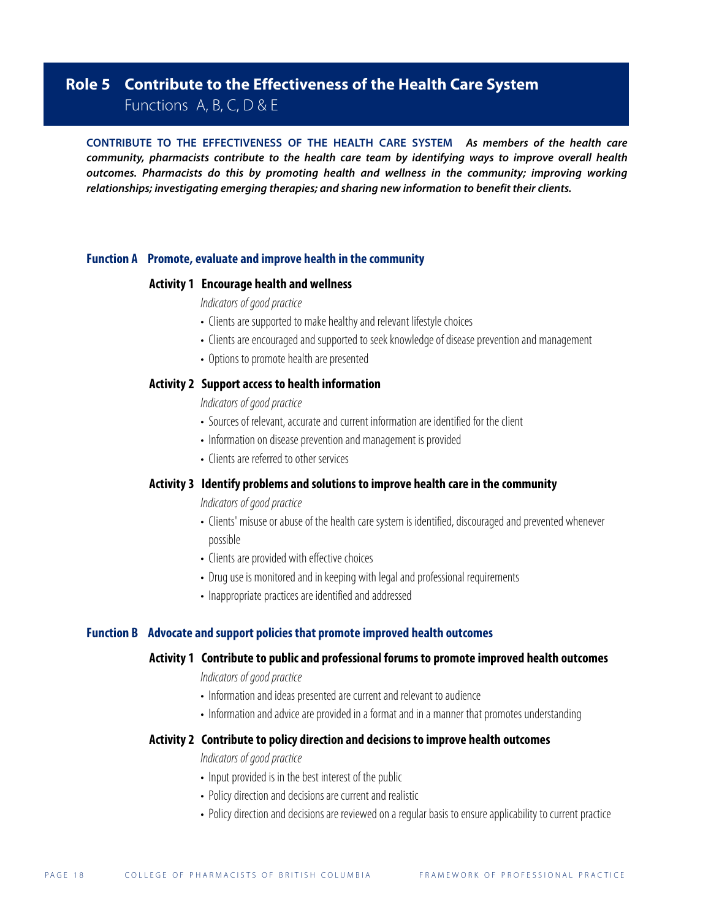# Role 5 Contribute to the Effectiveness of the Health Care System

Functions A, B, C, D & E

**CONTRIBUTE TO THE EFFECTIVENESS OF THE HEALTH CARE SYSTEM** ***As members of the health care community, pharmacists contribute to the health care team by identifying ways to improve overall health outcomes. Pharmacists do this by promoting health and wellness in the community; improving working relationships; investigating emerging therapies; and sharing new information to benefit their clients.***

## Function A Promote, evaluate and improve health in the community

### Activity 1 Encourage health and wellness

*Indicators of good practice*

- Clients are supported to make healthy and relevant lifestyle choices
- Clients are encouraged and supported to seek knowledge of disease prevention and management
- Options to promote health are presented

### Activity 2 Support access to health information

*Indicators of good practice*

- Sources of relevant, accurate and current information are identified for the client
- Information on disease prevention and management is provided
- Clients are referred to other services

### Activity 3 Identify problems and solutions to improve health care in the community

*Indicators of good practice*

- Clients' misuse or abuse of the health care system is identified, discouraged and prevented whenever possible
- Clients are provided with effective choices
- Drug use is monitored and in keeping with legal and professional requirements
- Inappropriate practices are identified and addressed

## Function B Advocate and support policies that promote improved health outcomes

### Activity 1 Contribute to public and professional forums to promote improved health outcomes

*Indicators of good practice*

- Information and ideas presented are current and relevant to audience
- Information and advice are provided in a format and in a manner that promotes understanding

### Activity 2 Contribute to policy direction and decisions to improve health outcomes

*Indicators of good practice*

- Input provided is in the best interest of the public
- Policy direction and decisions are current and realistic
- Policy direction and decisions are reviewed on a regular basis to ensure applicability to current practice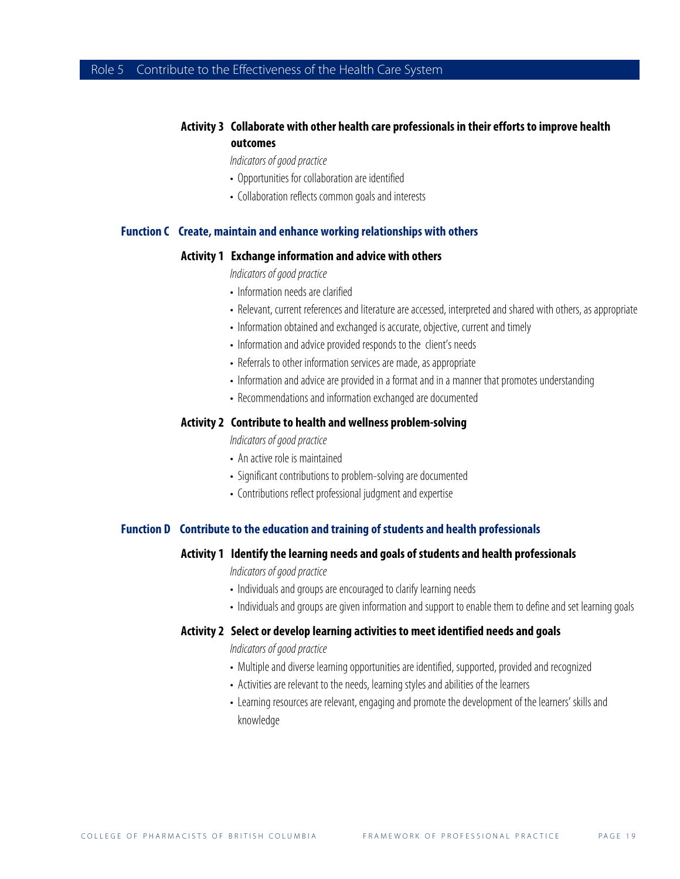#### Activity 3 Collaborate with other health care professionals in their efforts to improve health outcomes

*Indicators of good practice*

- Opportunities for collaboration are identified
- Collaboration reflects common goals and interests

### Function C Create, maintain and enhance working relationships with others

#### Activity 1 Exchange information and advice with others

*Indicators of good practice*

- Information needs are clarified
- Relevant, current references and literature are accessed, interpreted and shared with others, as appropriate
- Information obtained and exchanged is accurate, objective, current and timely
- Information and advice provided responds to the client's needs
- Referrals to other information services are made, as appropriate
- Information and advice are provided in a format and in a manner that promotes understanding
- Recommendations and information exchanged are documented

#### Activity 2 Contribute to health and wellness problem-solving

*Indicators of good practice*

- An active role is maintained
- Significant contributions to problem-solving are documented
- Contributions reflect professional judgment and expertise

### Function D Contribute to the education and training of students and health professionals

#### Activity 1 Identify the learning needs and goals of students and health professionals

*Indicators of good practice*

- Individuals and groups are encouraged to clarify learning needs
- Individuals and groups are given information and support to enable them to define and set learning goals

#### Activity 2 Select or develop learning activities to meet identified needs and goals

*Indicators of good practice*

- Multiple and diverse learning opportunities are identified, supported, provided and recognized
- Activities are relevant to the needs, learning styles and abilities of the learners
- Learning resources are relevant, engaging and promote the development of the learners' skills and knowledge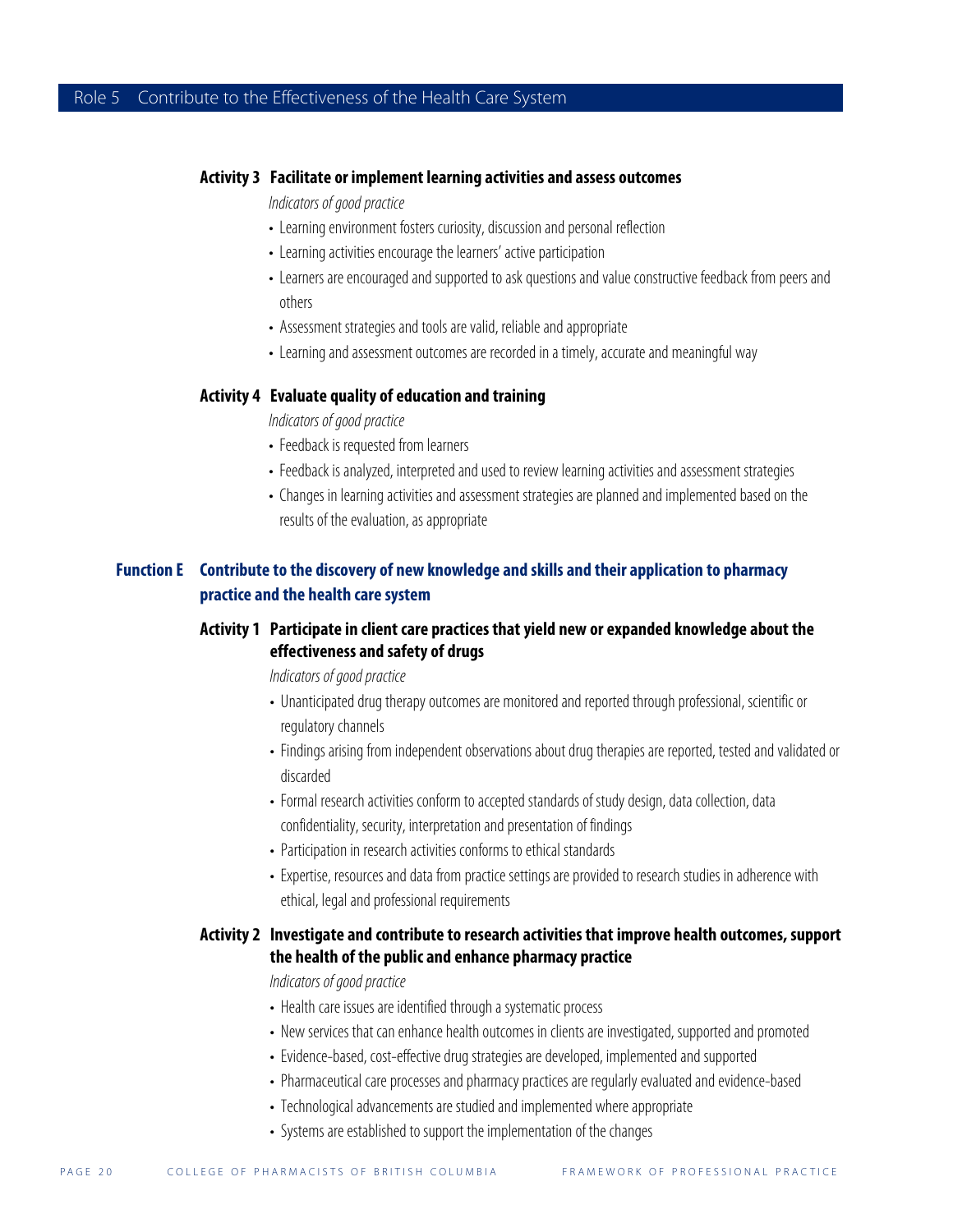#### Activity 3 Facilitate or implement learning activities and assess outcomes

*Indicators of good practice*

- Learning environment fosters curiosity, discussion and personal reflection
- Learning activities encourage the learners' active participation
- Learners are encouraged and supported to ask questions and value constructive feedback from peers and others
- Assessment strategies and tools are valid, reliable and appropriate
- Learning and assessment outcomes are recorded in a timely, accurate and meaningful way

#### Activity 4 Evaluate quality of education and training

*Indicators of good practice*

- Feedback is requested from learners
- Feedback is analyzed, interpreted and used to review learning activities and assessment strategies
- Changes in learning activities and assessment strategies are planned and implemented based on the results of the evaluation, as appropriate

### Function E Contribute to the discovery of new knowledge and skills and their application to pharmacy practice and the health care system

#### Activity 1 Participate in client care practices that yield new or expanded knowledge about the effectiveness and safety of drugs

*Indicators of good practice*

- Unanticipated drug therapy outcomes are monitored and reported through professional, scientific or regulatory channels
- Findings arising from independent observations about drug therapies are reported, tested and validated or discarded
- Formal research activities conform to accepted standards of study design, data collection, data confidentiality, security, interpretation and presentation of findings
- Participation in research activities conforms to ethical standards
- Expertise, resources and data from practice settings are provided to research studies in adherence with ethical, legal and professional requirements

#### Activity 2 Investigate and contribute to research activities that improve health outcomes, support the health of the public and enhance pharmacy practice

*Indicators of good practice*

- Health care issues are identified through a systematic process
- New services that can enhance health outcomes in clients are investigated, supported and promoted
- Evidence-based, cost-effective drug strategies are developed, implemented and supported
- Pharmaceutical care processes and pharmacy practices are regularly evaluated and evidence-based
- Technological advancements are studied and implemented where appropriate
- Systems are established to support the implementation of the changes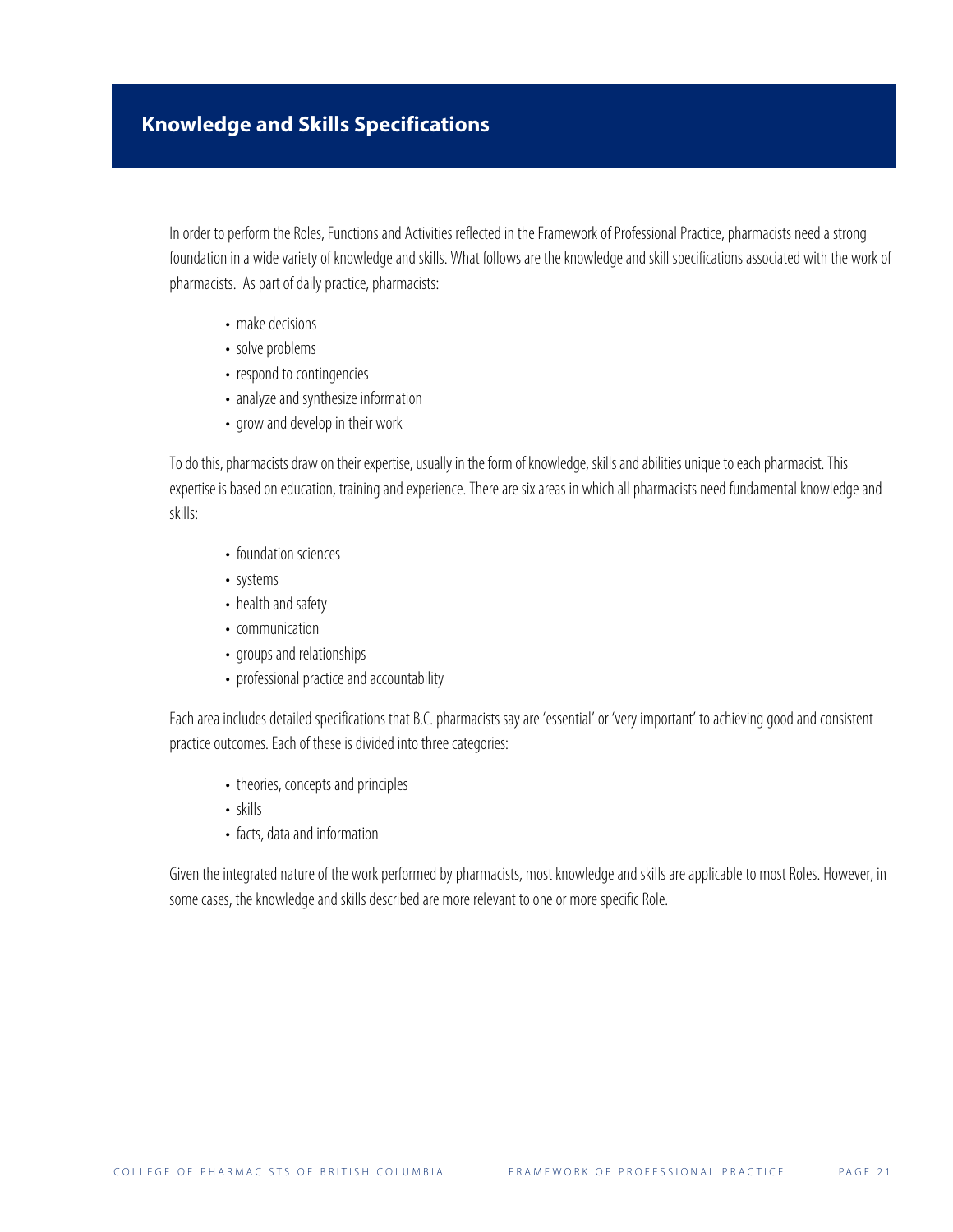# Knowledge and Skills Specifications

In order to perform the Roles, Functions and Activities reflected in the Framework of Professional Practice, pharmacists need a strong foundation in a wide variety of knowledge and skills. What follows are the knowledge and skill specifications associated with the work of pharmacists. As part of daily practice, pharmacists:

- make decisions
- solve problems
- respond to contingencies
- analyze and synthesize information
- grow and develop in their work

To do this, pharmacists draw on their expertise, usually in the form of knowledge, skills and abilities unique to each pharmacist. This expertise is based on education, training and experience. There are six areas in which all pharmacists need fundamental knowledge and skills:

- foundation sciences
- systems
- health and safety
- communication
- groups and relationships
- professional practice and accountability

Each area includes detailed specifications that B.C. pharmacists say are 'essential' or 'very important' to achieving good and consistent practice outcomes. Each of these is divided into three categories:

- theories, concepts and principles
- skills
- facts, data and information

Given the integrated nature of the work performed by pharmacists, most knowledge and skills are applicable to most Roles. However, in some cases, the knowledge and skills described are more relevant to one or more specific Role.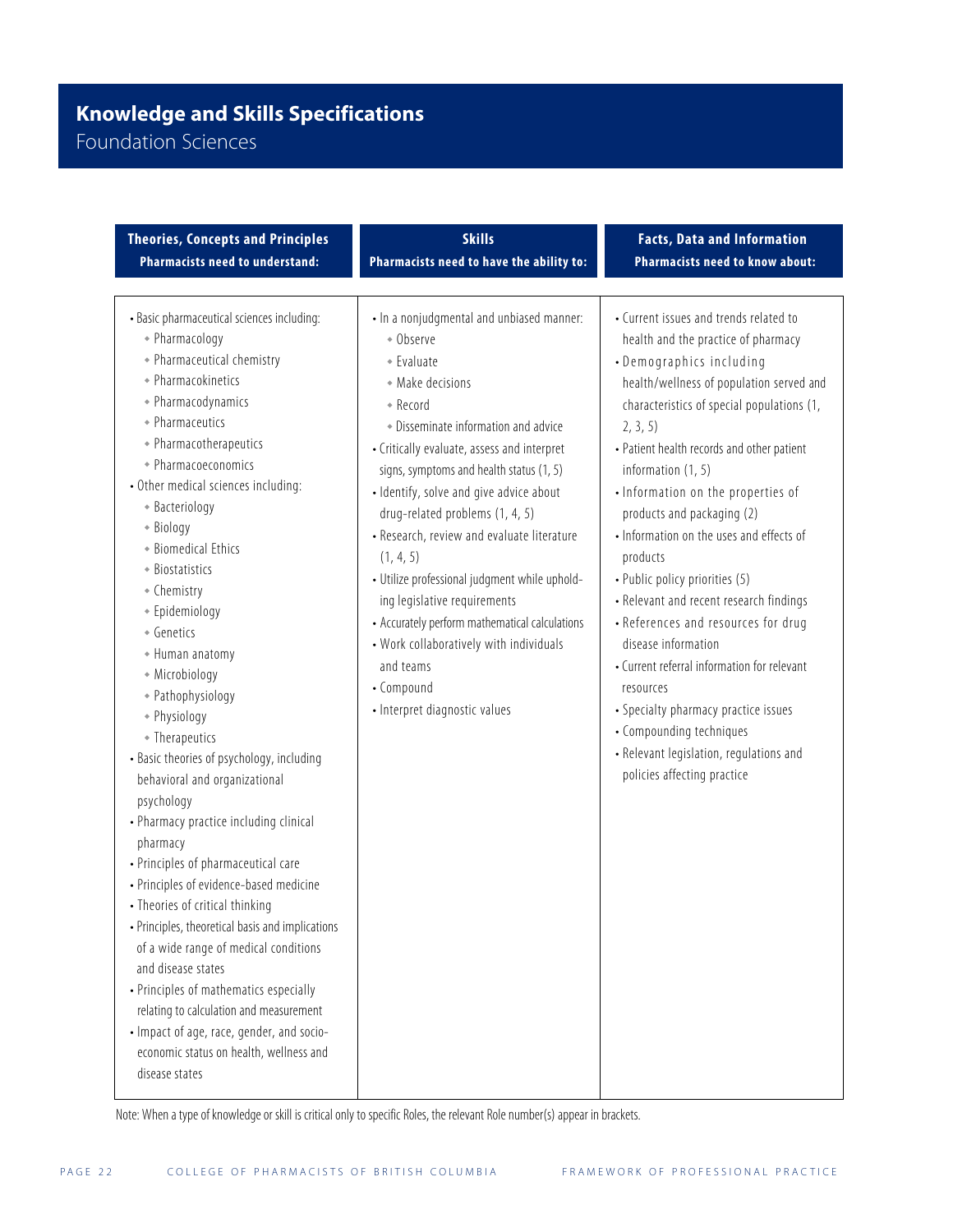# Knowledge and Skills Specifications

## Foundation Sciences

| Theories, Concepts and Principles<br>Pharmacists need to understand: | Skills<br>Pharmacists need to have the ability to: | Facts, Data and Information<br>Pharmacists need to know about: |
|---|---|---|
| • Basic pharmaceutical sciences including:<br>◆ Pharmacology<br>◆ Pharmaceutical chemistry<br>◆ Pharmacokinetics<br>◆ Pharmacodynamics<br>◆ Pharmaceutics<br>◆ Pharmacotherapeutics<br>◆ Pharmacoeconomics<br>• Other medical sciences including:<br>◆ Bacteriology<br>◆ Biology<br>◆ Biomedical Ethics<br>◆ Biostatistics<br>◆ Chemistry<br>◆ Epidemiology<br>◆ Genetics<br>◆ Human anatomy<br>◆ Microbiology<br>◆ Pathophysiology<br>◆ Physiology<br>◆ Therapeutics<br>• Basic theories of psychology, including behavioral and organizational psychology<br>• Pharmacy practice including clinical pharmacy<br>• Principles of pharmaceutical care<br>• Principles of evidence-based medicine<br>• Theories of critical thinking<br>• Principles, theoretical basis and implications of a wide range of medical conditions and disease states<br>• Principles of mathematics especially relating to calculation and measurement<br>• Impact of age, race, gender, and socio-economic status on health, wellness and disease states | • In a nonjudgmental and unbiased manner:<br>◆ Observe<br>◆ Evaluate<br>◆ Make decisions<br>◆ Record<br>◆ Disseminate information and advice<br>• Critically evaluate, assess and interpret signs, symptoms and health status (1, 5)<br>• Identify, solve and give advice about drug-related problems (1, 4, 5)<br>• Research, review and evaluate literature (1, 4, 5)<br>• Utilize professional judgment while upholding legislative requirements<br>• Accurately perform mathematical calculations<br>• Work collaboratively with individuals and teams<br>• Compound<br>• Interpret diagnostic values | • Current issues and trends related to health and the practice of pharmacy<br>• Demographics including health/wellness of population served and characteristics of special populations (1, 2, 3, 5)<br>• Patient health records and other patient information (1, 5)<br>• Information on the properties of products and packaging (2)<br>• Information on the uses and effects of products<br>• Public policy priorities (5)<br>• Relevant and recent research findings<br>• References and resources for drug disease information<br>• Current referral information for relevant resources<br>• Specialty pharmacy practice issues<br>• Compounding techniques<br>• Relevant legislation, regulations and policies affecting practice |

Note: When a type of knowledge or skill is critical only to specific Roles, the relevant Role number(s) appear in brackets.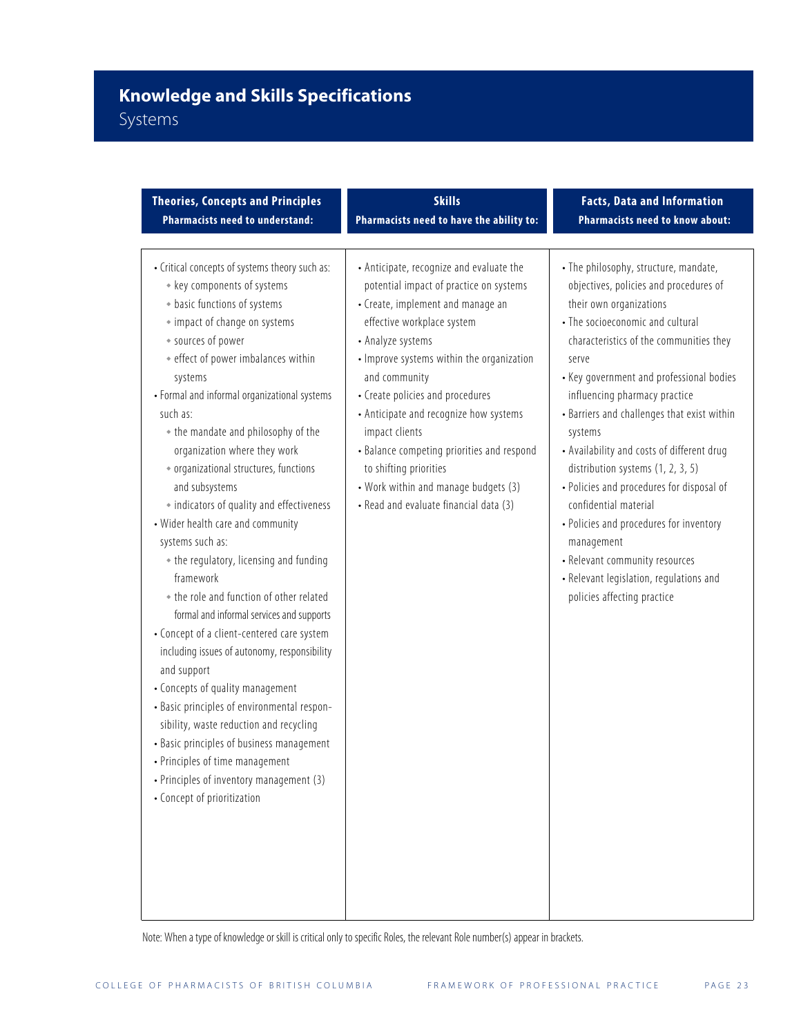# Knowledge and Skills Specifications

## Systems

| Theories, Concepts and Principles<br>Pharmacists need to understand: | Skills<br>Pharmacists need to have the ability to: | Facts, Data and Information<br>Pharmacists need to know about: |
|---|---|---|
| • Critical concepts of systems theory such as:<br>◦ key components of systems<br>◦ basic functions of systems<br>◦ impact of change on systems<br>◦ sources of power<br>◦ effect of power imbalances within systems<br>• Formal and informal organizational systems such as:<br>◦ the mandate and philosophy of the organization where they work<br>◦ organizational structures, functions and subsystems<br>◦ indicators of quality and effectiveness<br>• Wider health care and community systems such as:<br>◦ the regulatory, licensing and funding framework<br>◦ the role and function of other related formal and informal services and supports<br>• Concept of a client-centered care system including issues of autonomy, responsibility and support<br>• Concepts of quality management<br>• Basic principles of environmental responsibility, waste reduction and recycling<br>• Basic principles of business management<br>• Principles of time management<br>• Principles of inventory management (3)<br>• Concept of prioritization | • Anticipate, recognize and evaluate the potential impact of practice on systems<br>• Create, implement and manage an effective workplace system<br>• Analyze systems<br>• Improve systems within the organization and community<br>• Create policies and procedures<br>• Anticipate and recognize how systems impact clients<br>• Balance competing priorities and respond to shifting priorities<br>• Work within and manage budgets (3)<br>• Read and evaluate financial data (3) | • The philosophy, structure, mandate, objectives, policies and procedures of their own organizations<br>• The socioeconomic and cultural characteristics of the communities they serve<br>• Key government and professional bodies influencing pharmacy practice<br>• Barriers and challenges that exist within systems<br>• Availability and costs of different drug distribution systems (1, 2, 3, 5)<br>• Policies and procedures for disposal of confidential material<br>• Policies and procedures for inventory management<br>• Relevant community resources<br>• Relevant legislation, regulations and policies affecting practice |

Note: When a type of knowledge or skill is critical only to specific Roles, the relevant Role number(s) appear in brackets.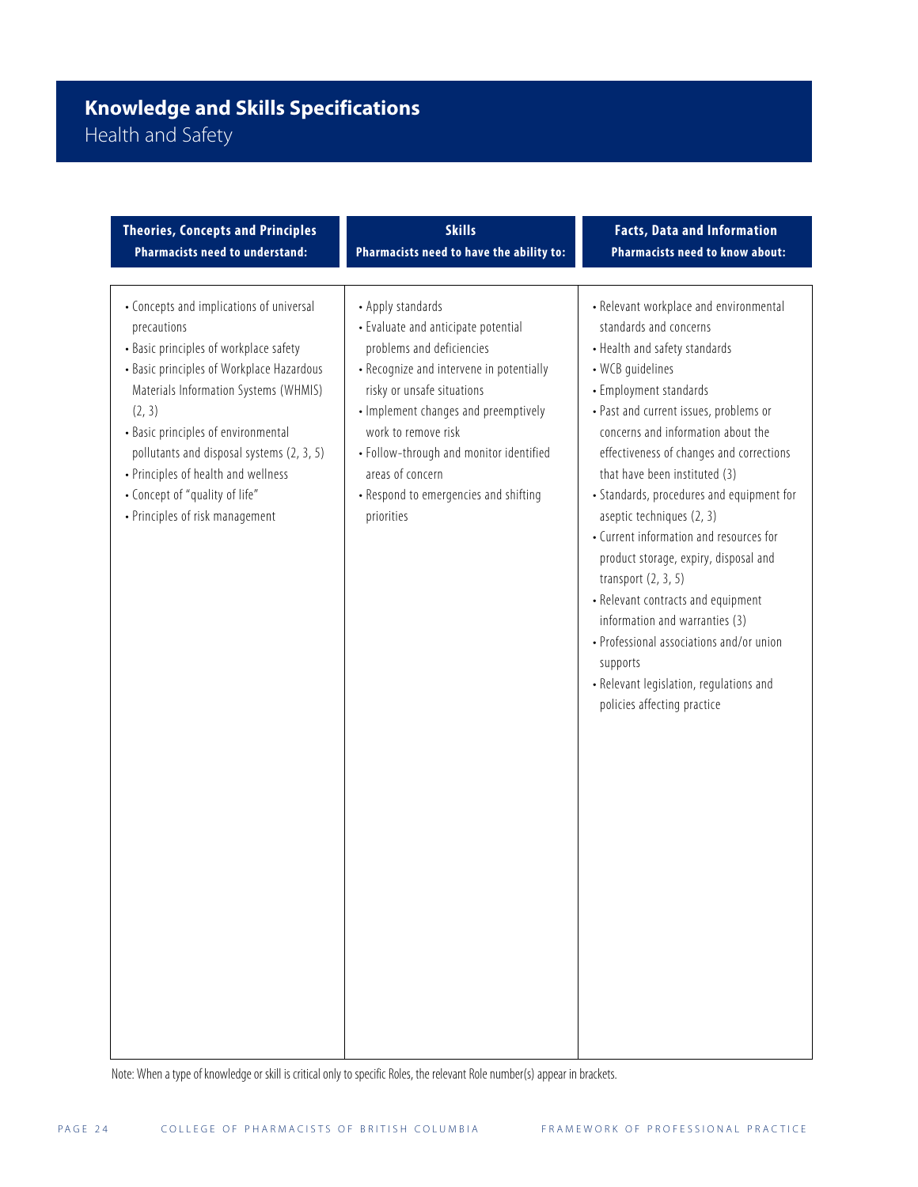# Knowledge and Skills Specifications

## Health and Safety

| Theories, Concepts and Principles<br>Pharmacists need to understand: | Skills<br>Pharmacists need to have the ability to: | Facts, Data and Information<br>Pharmacists need to know about: |
|---|---|---|
| • Concepts and implications of universal precautions<br>• Basic principles of workplace safety<br>• Basic principles of Workplace Hazardous Materials Information Systems (WHMIS) (2, 3)<br>• Basic principles of environmental pollutants and disposal systems (2, 3, 5)<br>• Principles of health and wellness<br>• Concept of "quality of life"<br>• Principles of risk management | • Apply standards<br>• Evaluate and anticipate potential problems and deficiencies<br>• Recognize and intervene in potentially risky or unsafe situations<br>• Implement changes and preemptively work to remove risk<br>• Follow-through and monitor identified areas of concern<br>• Respond to emergencies and shifting priorities | • Relevant workplace and environmental standards and concerns<br>• Health and safety standards<br>• WCB guidelines<br>• Employment standards<br>• Past and current issues, problems or concerns and information about the effectiveness of changes and corrections that have been instituted (3)<br>• Standards, procedures and equipment for aseptic techniques (2, 3)<br>• Current information and resources for product storage, expiry, disposal and transport (2, 3, 5)<br>• Relevant contracts and equipment information and warranties (3)<br>• Professional associations and/or union supports<br>• Relevant legislation, regulations and policies affecting practice |

Note: When a type of knowledge or skill is critical only to specific Roles, the relevant Role number(s) appear in brackets.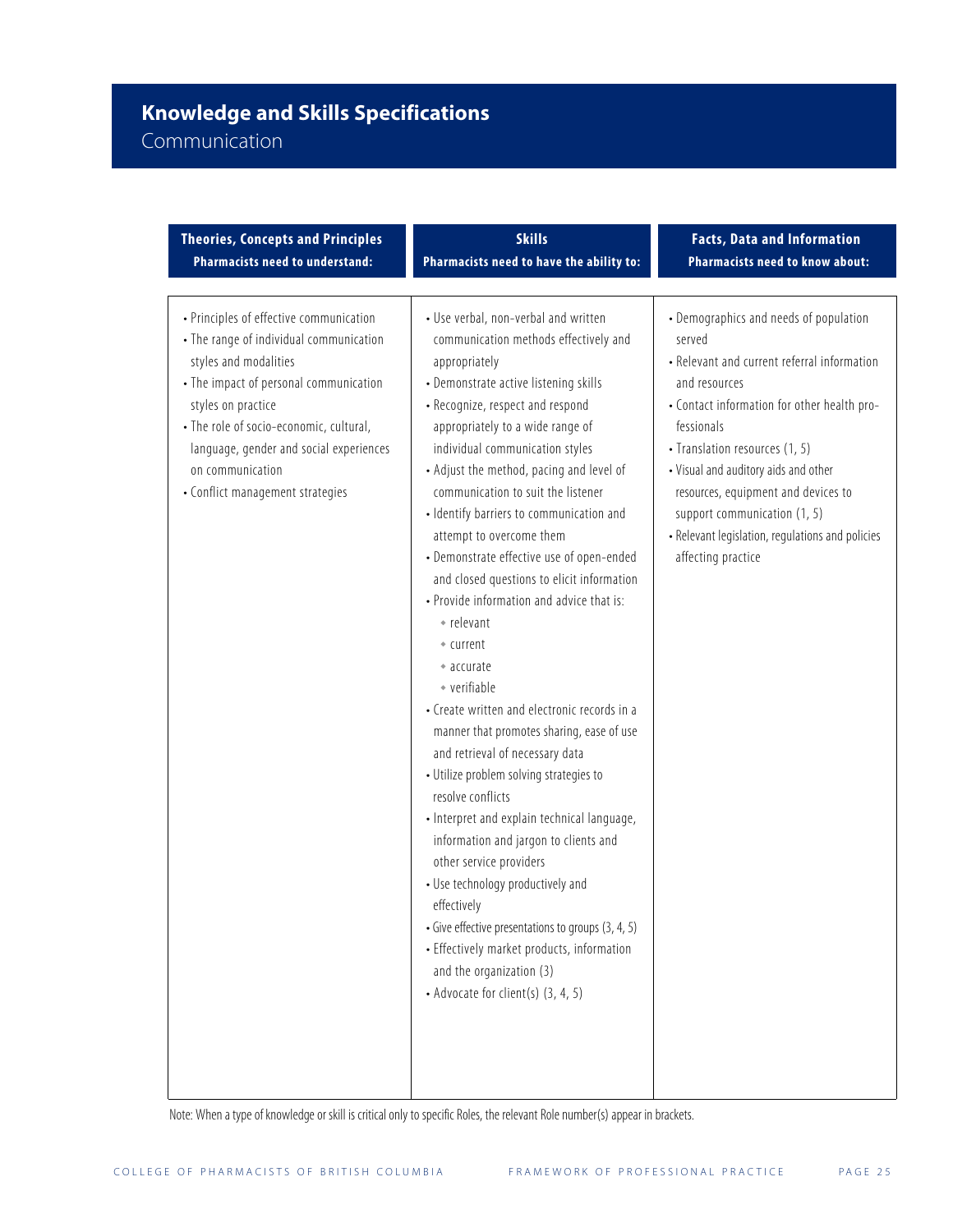# Knowledge and Skills Specifications

## Communication

| Theories, Concepts and Principles<br>Pharmacists need to understand: | Skills<br>Pharmacists need to have the ability to: | Facts, Data and Information<br>Pharmacists need to know about: |
|---|---|---|
| • Principles of effective communication<br>• The range of individual communication styles and modalities<br>• The impact of personal communication styles on practice<br>• The role of socio-economic, cultural, language, gender and social experiences on communication<br>• Conflict management strategies | • Use verbal, non-verbal and written communication methods effectively and appropriately<br>• Demonstrate active listening skills<br>• Recognize, respect and respond appropriately to a wide range of individual communication styles<br>• Adjust the method, pacing and level of communication to suit the listener<br>• Identify barriers to communication and attempt to overcome them<br>• Demonstrate effective use of open-ended and closed questions to elicit information<br>• Provide information and advice that is:<br>◦ relevant<br>◦ current<br>◦ accurate<br>◦ verifiable<br>• Create written and electronic records in a manner that promotes sharing, ease of use and retrieval of necessary data<br>• Utilize problem solving strategies to resolve conflicts<br>• Interpret and explain technical language, information and jargon to clients and other service providers<br>• Use technology productively and effectively<br>• Give effective presentations to groups (3, 4, 5)<br>• Effectively market products, information and the organization (3)<br>• Advocate for client(s) (3, 4, 5) | • Demographics and needs of population served<br>• Relevant and current referral information and resources<br>• Contact information for other health professionals<br>• Translation resources (1, 5)<br>• Visual and auditory aids and other resources, equipment and devices to support communication (1, 5)<br>• Relevant legislation, regulations and policies affecting practice |

Note: When a type of knowledge or skill is critical only to specific Roles, the relevant Role number(s) appear in brackets.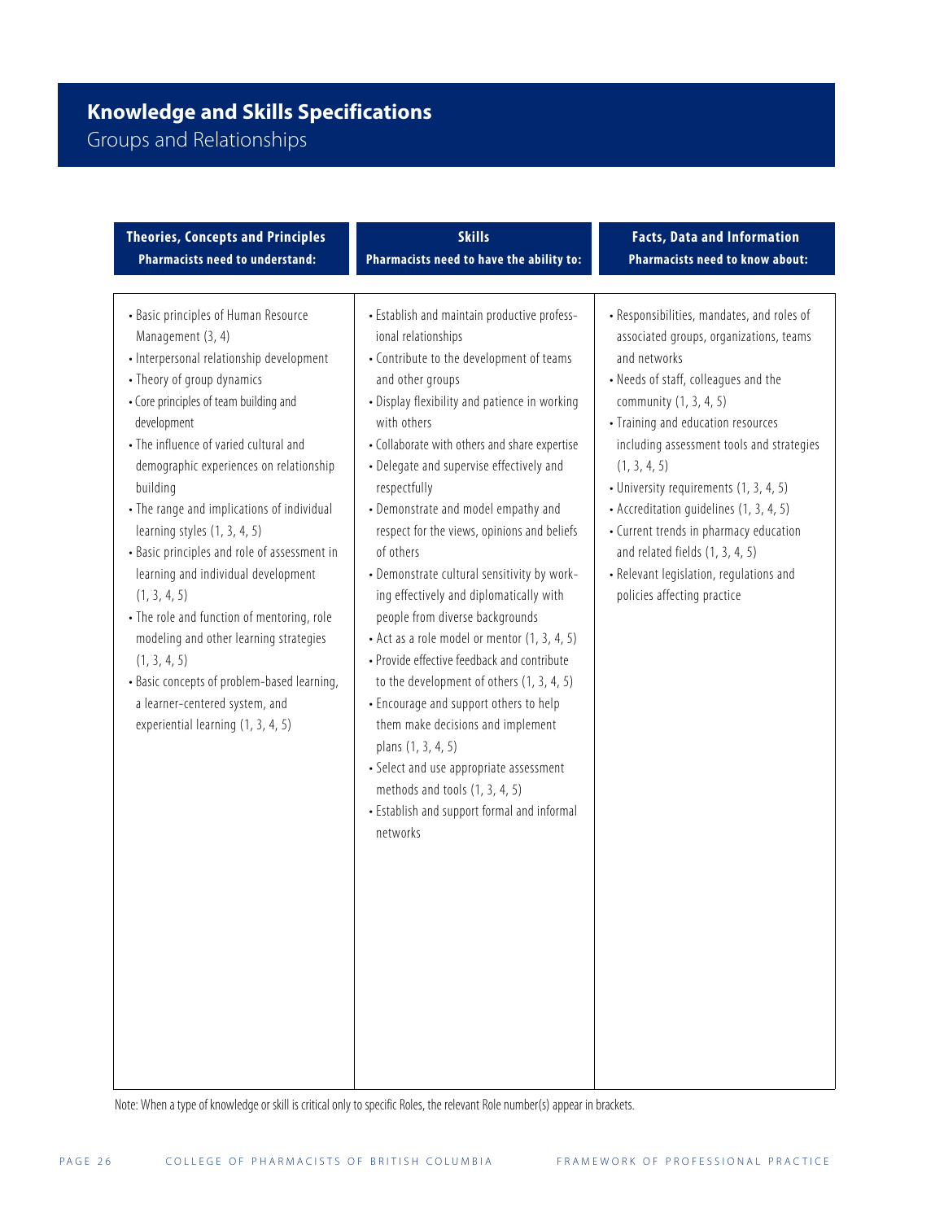# Knowledge and Skills Specifications

## Groups and Relationships

| Theories, Concepts and Principles<br>Pharmacists need to understand: | Skills<br>Pharmacists need to have the ability to: | Facts, Data and Information<br>Pharmacists need to know about: |
|---|---|---|
| • Basic principles of Human Resource Management (3, 4)<br>• Interpersonal relationship development<br>• Theory of group dynamics<br>• Core principles of team building and development<br>• The influence of varied cultural and demographic experiences on relationship building<br>• The range and implications of individual learning styles (1, 3, 4, 5)<br>• Basic principles and role of assessment in learning and individual development (1, 3, 4, 5)<br>• The role and function of mentoring, role modeling and other learning strategies (1, 3, 4, 5)<br>• Basic concepts of problem-based learning, a learner-centered system, and experiential learning (1, 3, 4, 5) | • Establish and maintain productive professional relationships<br>• Contribute to the development of teams and other groups<br>• Display flexibility and patience in working with others<br>• Collaborate with others and share expertise<br>• Delegate and supervise effectively and respectfully<br>• Demonstrate and model empathy and respect for the views, opinions and beliefs of others<br>• Demonstrate cultural sensitivity by working effectively and diplomatically with people from diverse backgrounds<br>• Act as a role model or mentor (1, 3, 4, 5)<br>• Provide effective feedback and contribute to the development of others (1, 3, 4, 5)<br>• Encourage and support others to help them make decisions and implement plans (1, 3, 4, 5)<br>• Select and use appropriate assessment methods and tools (1, 3, 4, 5)<br>• Establish and support formal and informal networks | • Responsibilities, mandates, and roles of associated groups, organizations, teams and networks<br>• Needs of staff, colleagues and the community (1, 3, 4, 5)<br>• Training and education resources including assessment tools and strategies (1, 3, 4, 5)<br>• University requirements (1, 3, 4, 5)<br>• Accreditation guidelines (1, 3, 4, 5)<br>• Current trends in pharmacy education and related fields (1, 3, 4, 5)<br>• Relevant legislation, regulations and policies affecting practice |

Note: When a type of knowledge or skill is critical only to specific Roles, the relevant Role number(s) appear in brackets.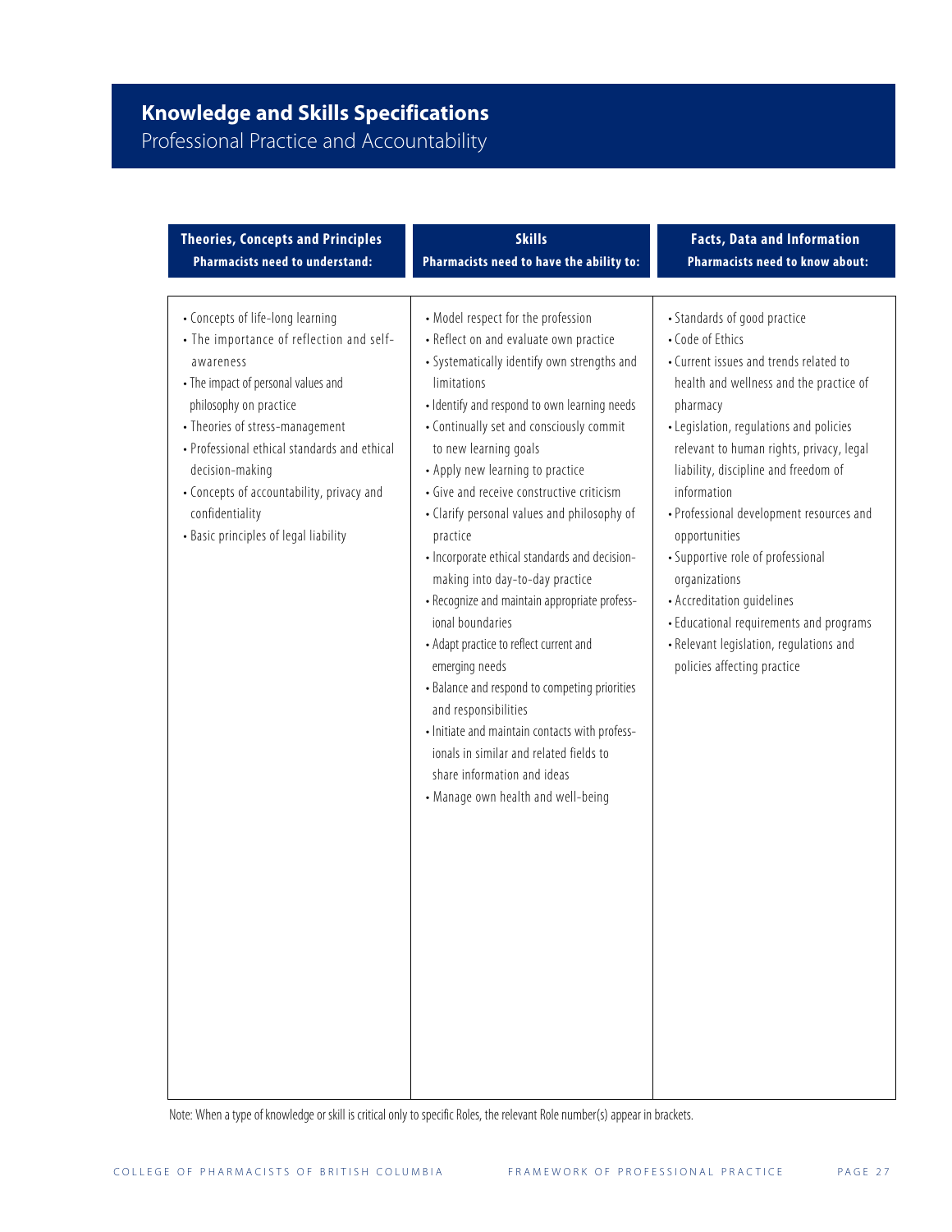# Knowledge and Skills Specifications

## Professional Practice and Accountability

| Theories, Concepts and Principles<br>Pharmacists need to understand: | Skills<br>Pharmacists need to have the ability to: | Facts, Data and Information<br>Pharmacists need to know about: |
|---|---|---|
| • Concepts of life-long learning<br>• The importance of reflection and self-awareness<br>• The impact of personal values and philosophy on practice<br>• Theories of stress-management<br>• Professional ethical standards and ethical decision-making<br>• Concepts of accountability, privacy and confidentiality<br>• Basic principles of legal liability | • Model respect for the profession<br>• Reflect on and evaluate own practice<br>• Systematically identify own strengths and limitations<br>• Identify and respond to own learning needs<br>• Continually set and consciously commit to new learning goals<br>• Apply new learning to practice<br>• Give and receive constructive criticism<br>• Clarify personal values and philosophy of practice<br>• Incorporate ethical standards and decision-making into day-to-day practice<br>• Recognize and maintain appropriate professional boundaries<br>• Adapt practice to reflect current and emerging needs<br>• Balance and respond to competing priorities and responsibilities<br>• Initiate and maintain contacts with professionals in similar and related fields to share information and ideas<br>• Manage own health and well-being | • Standards of good practice<br>• Code of Ethics<br>• Current issues and trends related to health and wellness and the practice of pharmacy<br>• Legislation, regulations and policies relevant to human rights, privacy, legal liability, discipline and freedom of information<br>• Professional development resources and opportunities<br>• Supportive role of professional organizations<br>• Accreditation guidelines<br>• Educational requirements and programs<br>• Relevant legislation, regulations and policies affecting practice |

Note: When a type of knowledge or skill is critical only to specific Roles, the relevant Role number(s) appear in brackets.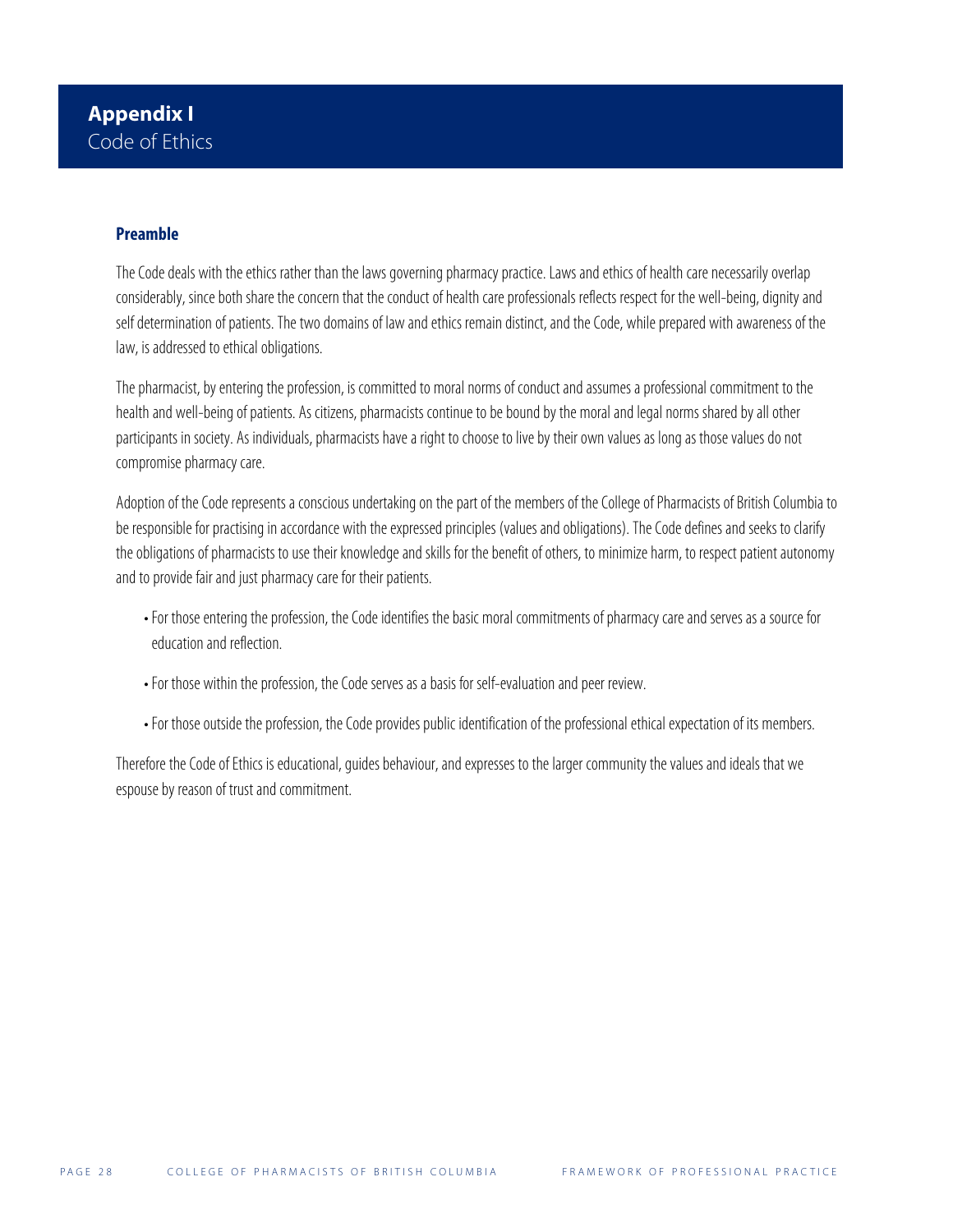# Appendix I
Code of Ethics

## Preamble

The Code deals with the ethics rather than the laws governing pharmacy practice. Laws and ethics of health care necessarily overlap considerably, since both share the concern that the conduct of health care professionals reflects respect for the well-being, dignity and self determination of patients. The two domains of law and ethics remain distinct, and the Code, while prepared with awareness of the law, is addressed to ethical obligations.

The pharmacist, by entering the profession, is committed to moral norms of conduct and assumes a professional commitment to the health and well-being of patients. As citizens, pharmacists continue to be bound by the moral and legal norms shared by all other participants in society. As individuals, pharmacists have a right to choose to live by their own values as long as those values do not compromise pharmacy care.

Adoption of the Code represents a conscious undertaking on the part of the members of the College of Pharmacists of British Columbia to be responsible for practising in accordance with the expressed principles (values and obligations). The Code defines and seeks to clarify the obligations of pharmacists to use their knowledge and skills for the benefit of others, to minimize harm, to respect patient autonomy and to provide fair and just pharmacy care for their patients.

- For those entering the profession, the Code identifies the basic moral commitments of pharmacy care and serves as a source for education and reflection.
- For those within the profession, the Code serves as a basis for self-evaluation and peer review.
- For those outside the profession, the Code provides public identification of the professional ethical expectation of its members.

Therefore the Code of Ethics is educational, guides behaviour, and expresses to the larger community the values and ideals that we espouse by reason of trust and commitment.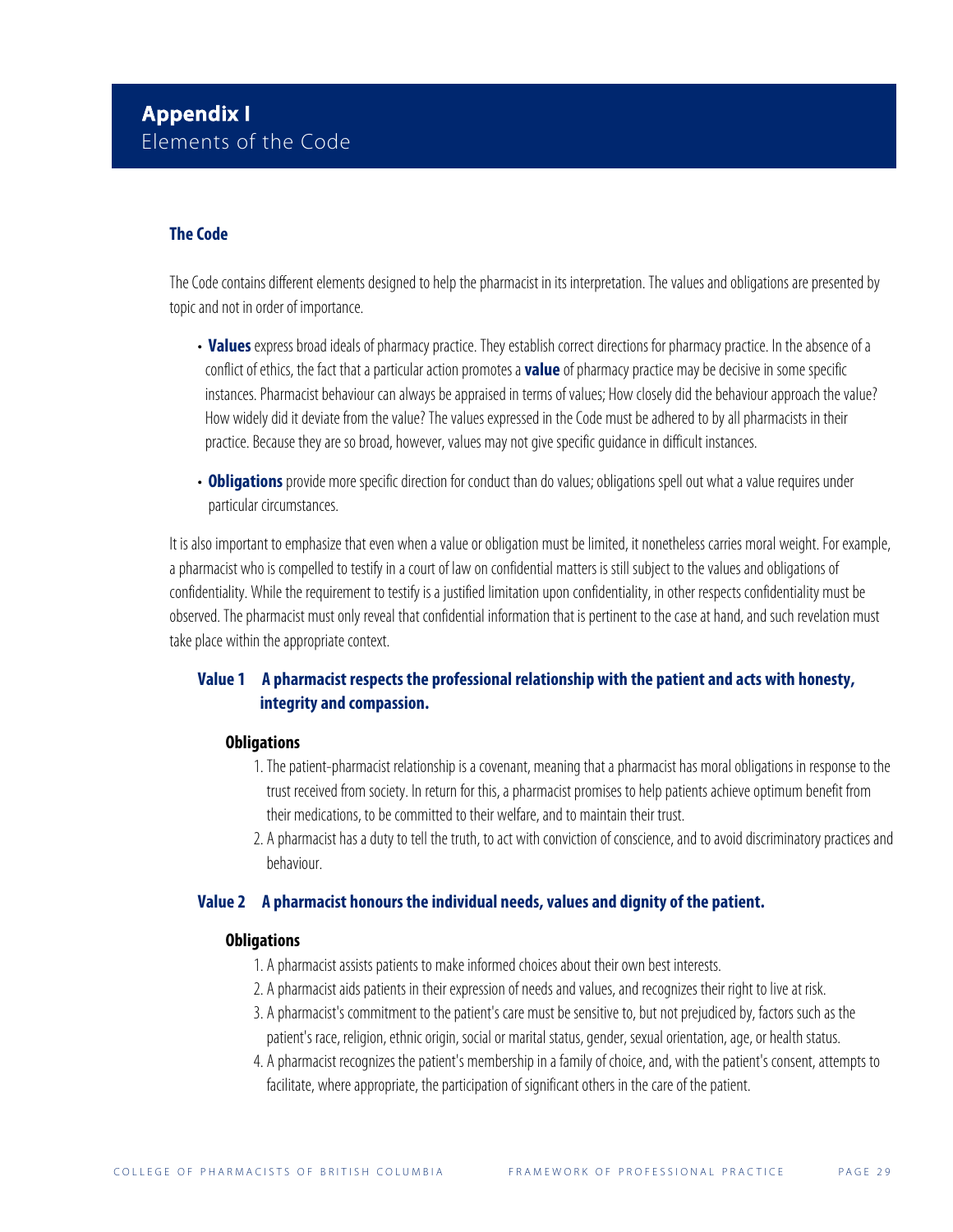# Appendix I
## Elements of the Code

### The Code

The Code contains different elements designed to help the pharmacist in its interpretation. The values and obligations are presented by topic and not in order of importance.

- **Values** express broad ideals of pharmacy practice. They establish correct directions for pharmacy practice. In the absence of a conflict of ethics, the fact that a particular action promotes a **value** of pharmacy practice may be decisive in some specific instances. Pharmacist behaviour can always be appraised in terms of values; How closely did the behaviour approach the value? How widely did it deviate from the value? The values expressed in the Code must be adhered to by all pharmacists in their practice. Because they are so broad, however, values may not give specific guidance in difficult instances.
- **Obligations** provide more specific direction for conduct than do values; obligations spell out what a value requires under particular circumstances.

It is also important to emphasize that even when a value or obligation must be limited, it nonetheless carries moral weight. For example, a pharmacist who is compelled to testify in a court of law on confidential matters is still subject to the values and obligations of confidentiality. While the requirement to testify is a justified limitation upon confidentiality, in other respects confidentiality must be observed. The pharmacist must only reveal that confidential information that is pertinent to the case at hand, and such revelation must take place within the appropriate context.

### Value 1 A pharmacist respects the professional relationship with the patient and acts with honesty, integrity and compassion.

**Obligations**

1. The patient-pharmacist relationship is a covenant, meaning that a pharmacist has moral obligations in response to the trust received from society. In return for this, a pharmacist promises to help patients achieve optimum benefit from their medications, to be committed to their welfare, and to maintain their trust.
2. A pharmacist has a duty to tell the truth, to act with conviction of conscience, and to avoid discriminatory practices and behaviour.

### Value 2 A pharmacist honours the individual needs, values and dignity of the patient.

**Obligations**

1. A pharmacist assists patients to make informed choices about their own best interests.
2. A pharmacist aids patients in their expression of needs and values, and recognizes their right to live at risk.
3. A pharmacist's commitment to the patient's care must be sensitive to, but not prejudiced by, factors such as the patient's race, religion, ethnic origin, social or marital status, gender, sexual orientation, age, or health status.
4. A pharmacist recognizes the patient's membership in a family of choice, and, with the patient's consent, attempts to facilitate, where appropriate, the participation of significant others in the care of the patient.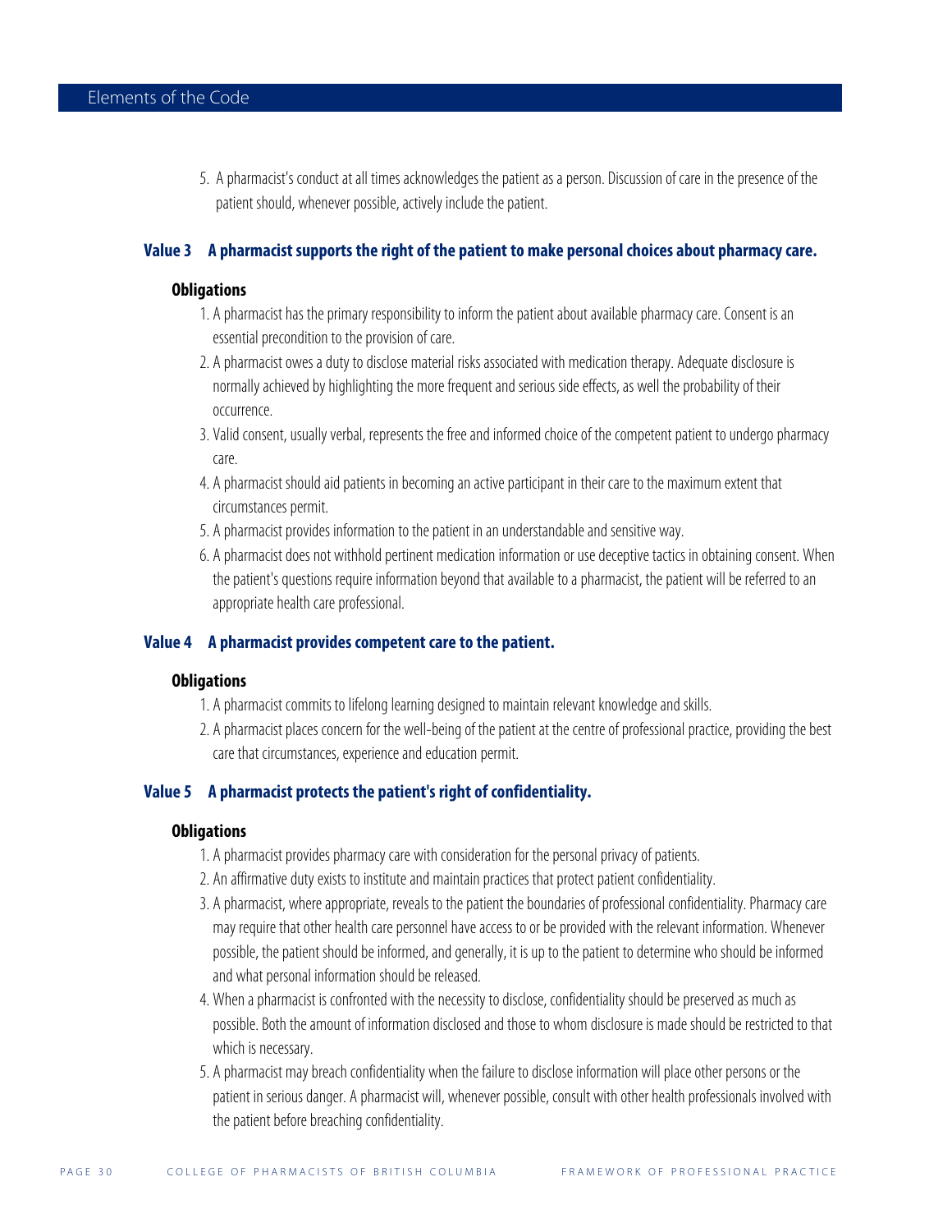5. A pharmacist's conduct at all times acknowledges the patient as a person. Discussion of care in the presence of the patient should, whenever possible, actively include the patient.

### Value 3 A pharmacist supports the right of the patient to make personal choices about pharmacy care.

**Obligations**

1. A pharmacist has the primary responsibility to inform the patient about available pharmacy care. Consent is an essential precondition to the provision of care.
2. A pharmacist owes a duty to disclose material risks associated with medication therapy. Adequate disclosure is normally achieved by highlighting the more frequent and serious side effects, as well the probability of their occurrence.
3. Valid consent, usually verbal, represents the free and informed choice of the competent patient to undergo pharmacy care.
4. A pharmacist should aid patients in becoming an active participant in their care to the maximum extent that circumstances permit.
5. A pharmacist provides information to the patient in an understandable and sensitive way.
6. A pharmacist does not withhold pertinent medication information or use deceptive tactics in obtaining consent. When the patient's questions require information beyond that available to a pharmacist, the patient will be referred to an appropriate health care professional.

### Value 4 A pharmacist provides competent care to the patient.

**Obligations**

1. A pharmacist commits to lifelong learning designed to maintain relevant knowledge and skills.
2. A pharmacist places concern for the well-being of the patient at the centre of professional practice, providing the best care that circumstances, experience and education permit.

### Value 5 A pharmacist protects the patient's right of confidentiality.

**Obligations**

1. A pharmacist provides pharmacy care with consideration for the personal privacy of patients.
2. An affirmative duty exists to institute and maintain practices that protect patient confidentiality.
3. A pharmacist, where appropriate, reveals to the patient the boundaries of professional confidentiality. Pharmacy care may require that other health care personnel have access to or be provided with the relevant information. Whenever possible, the patient should be informed, and generally, it is up to the patient to determine who should be informed and what personal information should be released.
4. When a pharmacist is confronted with the necessity to disclose, confidentiality should be preserved as much as possible. Both the amount of information disclosed and those to whom disclosure is made should be restricted to that which is necessary.
5. A pharmacist may breach confidentiality when the failure to disclose information will place other persons or the patient in serious danger. A pharmacist will, whenever possible, consult with other health professionals involved with the patient before breaching confidentiality.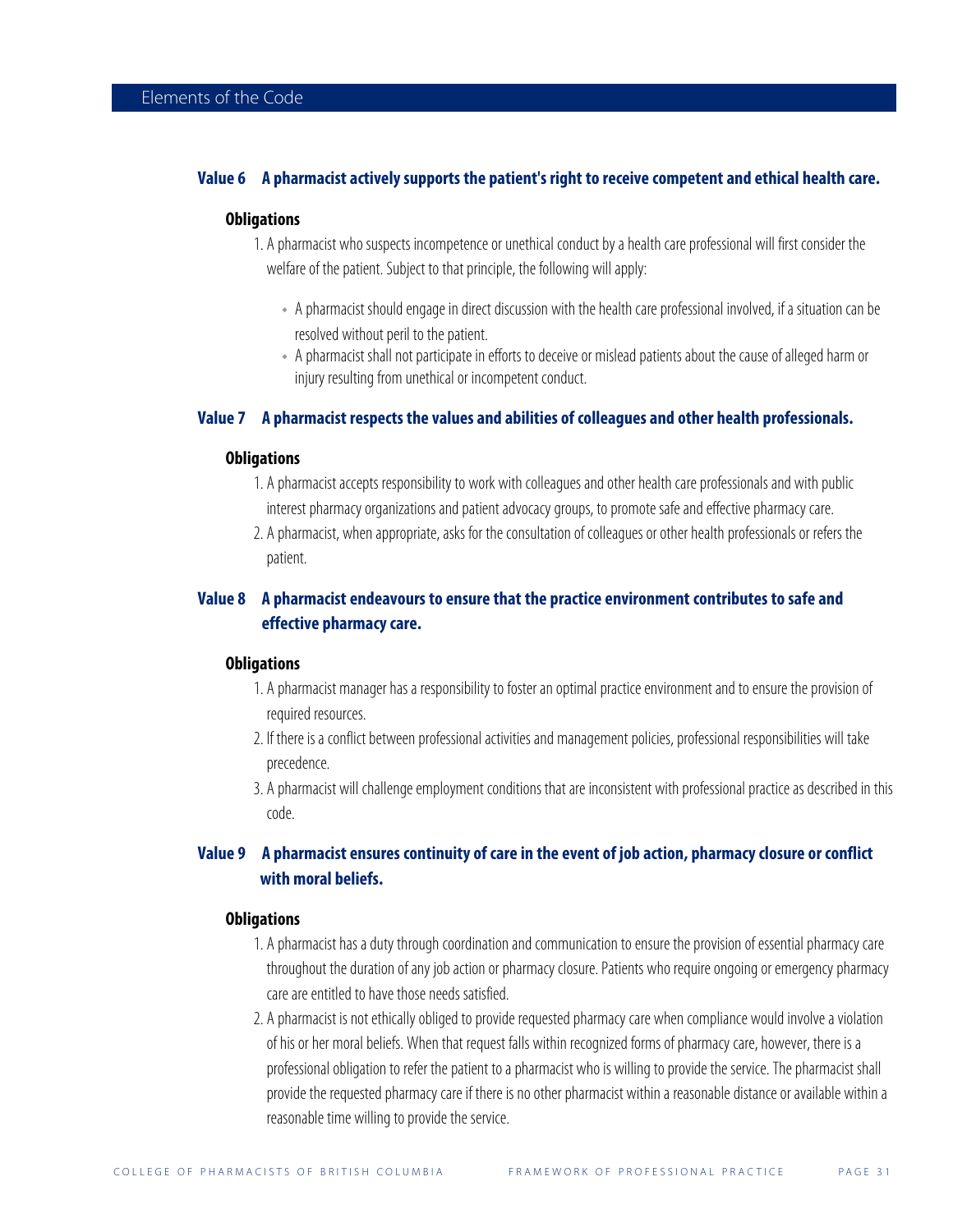### Value 6 A pharmacist actively supports the patient's right to receive competent and ethical health care.

**Obligations**

1. A pharmacist who suspects incompetence or unethical conduct by a health care professional will first consider the welfare of the patient. Subject to that principle, the following will apply:

   - A pharmacist should engage in direct discussion with the health care professional involved, if a situation can be resolved without peril to the patient.
   - A pharmacist shall not participate in efforts to deceive or mislead patients about the cause of alleged harm or injury resulting from unethical or incompetent conduct.

### Value 7 A pharmacist respects the values and abilities of colleagues and other health professionals.

**Obligations**

1. A pharmacist accepts responsibility to work with colleagues and other health care professionals and with public interest pharmacy organizations and patient advocacy groups, to promote safe and effective pharmacy care.
2. A pharmacist, when appropriate, asks for the consultation of colleagues or other health professionals or refers the patient.

### Value 8 A pharmacist endeavours to ensure that the practice environment contributes to safe and effective pharmacy care.

**Obligations**

1. A pharmacist manager has a responsibility to foster an optimal practice environment and to ensure the provision of required resources.
2. If there is a conflict between professional activities and management policies, professional responsibilities will take precedence.
3. A pharmacist will challenge employment conditions that are inconsistent with professional practice as described in this code.

### Value 9 A pharmacist ensures continuity of care in the event of job action, pharmacy closure or conflict with moral beliefs.

**Obligations**

1. A pharmacist has a duty through coordination and communication to ensure the provision of essential pharmacy care throughout the duration of any job action or pharmacy closure. Patients who require ongoing or emergency pharmacy care are entitled to have those needs satisfied.
2. A pharmacist is not ethically obliged to provide requested pharmacy care when compliance would involve a violation of his or her moral beliefs. When that request falls within recognized forms of pharmacy care, however, there is a professional obligation to refer the patient to a pharmacist who is willing to provide the service. The pharmacist shall provide the requested pharmacy care if there is no other pharmacist within a reasonable distance or available within a reasonable time willing to provide the service.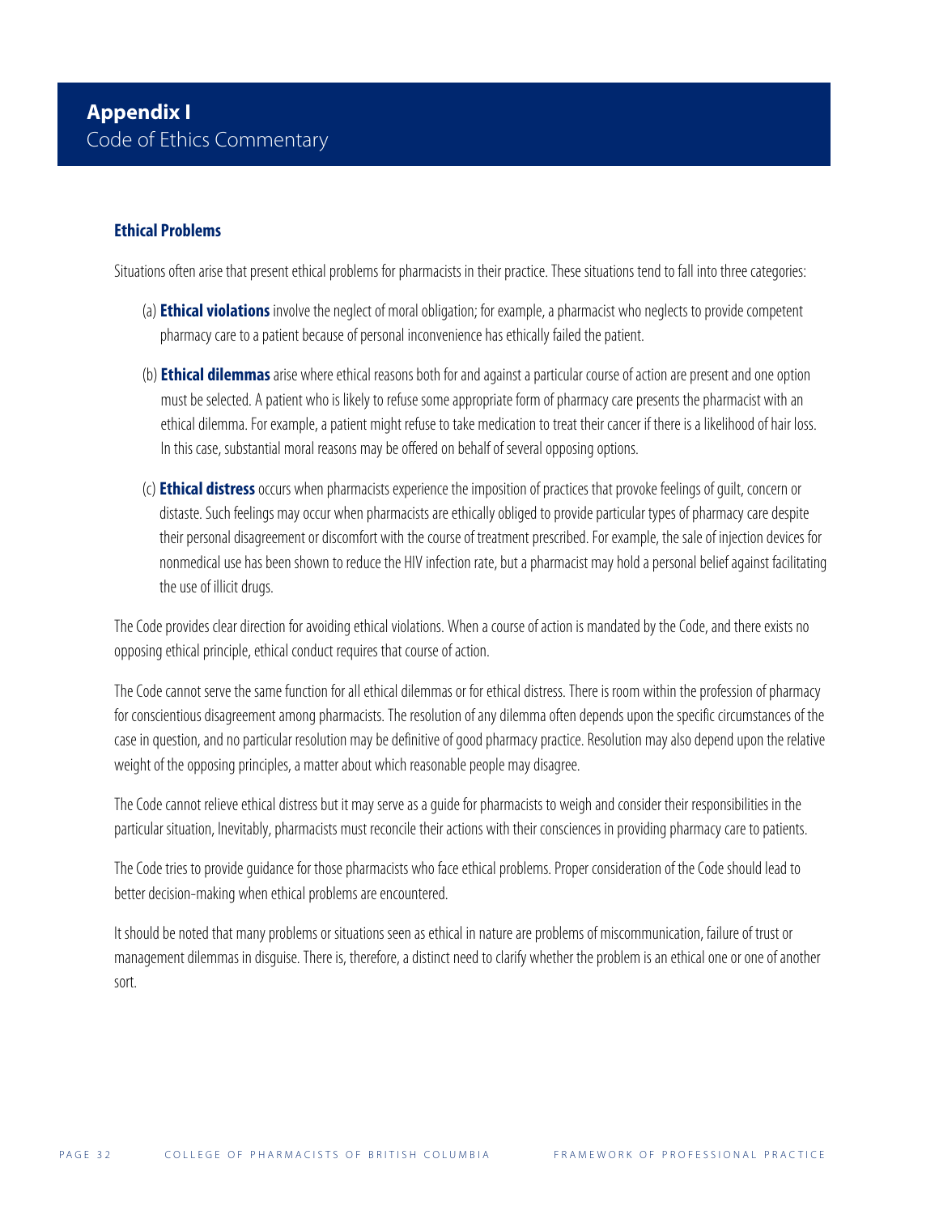# Appendix I
Code of Ethics Commentary

### Ethical Problems

Situations often arise that present ethical problems for pharmacists in their practice. These situations tend to fall into three categories:

(a) **Ethical violations** involve the neglect of moral obligation; for example, a pharmacist who neglects to provide competent pharmacy care to a patient because of personal inconvenience has ethically failed the patient.

(b) **Ethical dilemmas** arise where ethical reasons both for and against a particular course of action are present and one option must be selected. A patient who is likely to refuse some appropriate form of pharmacy care presents the pharmacist with an ethical dilemma. For example, a patient might refuse to take medication to treat their cancer if there is a likelihood of hair loss. In this case, substantial moral reasons may be offered on behalf of several opposing options.

(c) **Ethical distress** occurs when pharmacists experience the imposition of practices that provoke feelings of guilt, concern or distaste. Such feelings may occur when pharmacists are ethically obliged to provide particular types of pharmacy care despite their personal disagreement or discomfort with the course of treatment prescribed. For example, the sale of injection devices for nonmedical use has been shown to reduce the HIV infection rate, but a pharmacist may hold a personal belief against facilitating the use of illicit drugs.

The Code provides clear direction for avoiding ethical violations. When a course of action is mandated by the Code, and there exists no opposing ethical principle, ethical conduct requires that course of action.

The Code cannot serve the same function for all ethical dilemmas or for ethical distress. There is room within the profession of pharmacy for conscientious disagreement among pharmacists. The resolution of any dilemma often depends upon the specific circumstances of the case in question, and no particular resolution may be definitive of good pharmacy practice. Resolution may also depend upon the relative weight of the opposing principles, a matter about which reasonable people may disagree.

The Code cannot relieve ethical distress but it may serve as a guide for pharmacists to weigh and consider their responsibilities in the particular situation, Inevitably, pharmacists must reconcile their actions with their consciences in providing pharmacy care to patients.

The Code tries to provide guidance for those pharmacists who face ethical problems. Proper consideration of the Code should lead to better decision-making when ethical problems are encountered.

It should be noted that many problems or situations seen as ethical in nature are problems of miscommunication, failure of trust or management dilemmas in disguise. There is, therefore, a distinct need to clarify whether the problem is an ethical one or one of another sort.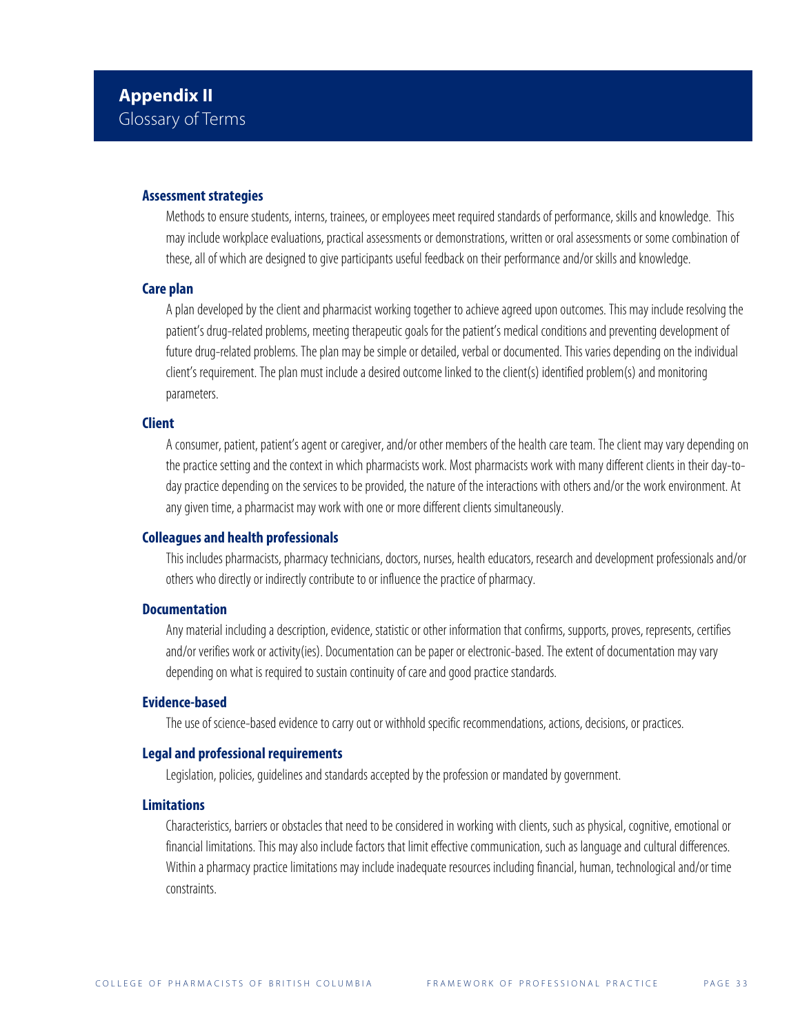# Appendix II
Glossary of Terms

### Assessment strategies

Methods to ensure students, interns, trainees, or employees meet required standards of performance, skills and knowledge. This may include workplace evaluations, practical assessments or demonstrations, written or oral assessments or some combination of these, all of which are designed to give participants useful feedback on their performance and/or skills and knowledge.

### Care plan

A plan developed by the client and pharmacist working together to achieve agreed upon outcomes. This may include resolving the patient's drug-related problems, meeting therapeutic goals for the patient's medical conditions and preventing development of future drug-related problems. The plan may be simple or detailed, verbal or documented. This varies depending on the individual client's requirement. The plan must include a desired outcome linked to the client(s) identified problem(s) and monitoring parameters.

### Client

A consumer, patient, patient's agent or caregiver, and/or other members of the health care team. The client may vary depending on the practice setting and the context in which pharmacists work. Most pharmacists work with many different clients in their day-to-day practice depending on the services to be provided, the nature of the interactions with others and/or the work environment. At any given time, a pharmacist may work with one or more different clients simultaneously.

### Colleagues and health professionals

This includes pharmacists, pharmacy technicians, doctors, nurses, health educators, research and development professionals and/or others who directly or indirectly contribute to or influence the practice of pharmacy.

### Documentation

Any material including a description, evidence, statistic or other information that confirms, supports, proves, represents, certifies and/or verifies work or activity(ies). Documentation can be paper or electronic-based. The extent of documentation may vary depending on what is required to sustain continuity of care and good practice standards.

### Evidence-based

The use of science-based evidence to carry out or withhold specific recommendations, actions, decisions, or practices.

### Legal and professional requirements

Legislation, policies, guidelines and standards accepted by the profession or mandated by government.

### Limitations

Characteristics, barriers or obstacles that need to be considered in working with clients, such as physical, cognitive, emotional or financial limitations. This may also include factors that limit effective communication, such as language and cultural differences. Within a pharmacy practice limitations may include inadequate resources including financial, human, technological and/or time constraints.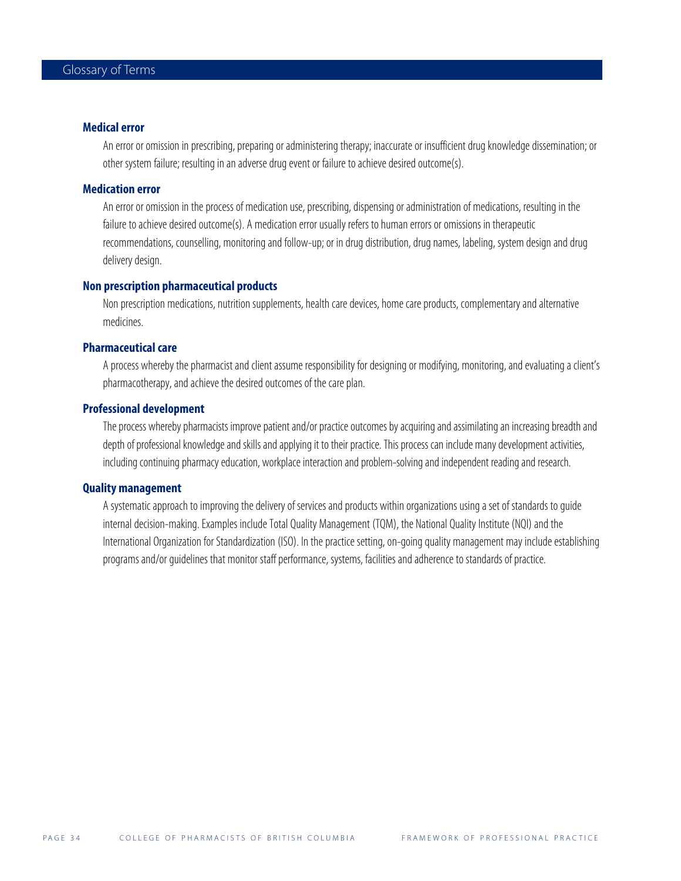## Glossary of Terms

**Medical error**

An error or omission in prescribing, preparing or administering therapy; inaccurate or insufficient drug knowledge dissemination; or other system failure; resulting in an adverse drug event or failure to achieve desired outcome(s).

**Medication error**

An error or omission in the process of medication use, prescribing, dispensing or administration of medications, resulting in the failure to achieve desired outcome(s). A medication error usually refers to human errors or omissions in therapeutic recommendations, counselling, monitoring and follow-up; or in drug distribution, drug names, labeling, system design and drug delivery design.

**Non prescription pharmaceutical products**

Non prescription medications, nutrition supplements, health care devices, home care products, complementary and alternative medicines.

**Pharmaceutical care**

A process whereby the pharmacist and client assume responsibility for designing or modifying, monitoring, and evaluating a client's pharmacotherapy, and achieve the desired outcomes of the care plan.

**Professional development**

The process whereby pharmacists improve patient and/or practice outcomes by acquiring and assimilating an increasing breadth and depth of professional knowledge and skills and applying it to their practice. This process can include many development activities, including continuing pharmacy education, workplace interaction and problem-solving and independent reading and research.

**Quality management**

A systematic approach to improving the delivery of services and products within organizations using a set of standards to guide internal decision-making. Examples include Total Quality Management (TQM), the National Quality Institute (NQI) and the International Organization for Standardization (ISO). In the practice setting, on-going quality management may include establishing programs and/or guidelines that monitor staff performance, systems, facilities and adherence to standards of practice.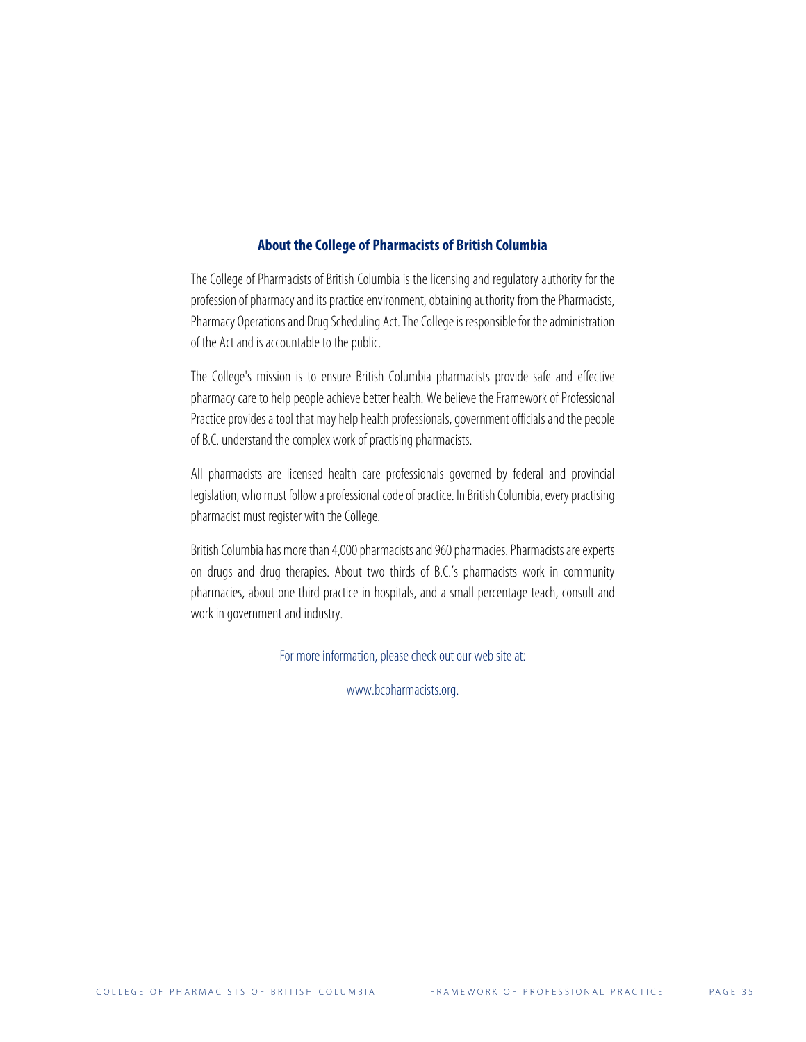## About the College of Pharmacists of British Columbia

The College of Pharmacists of British Columbia is the licensing and regulatory authority for the profession of pharmacy and its practice environment, obtaining authority from the Pharmacists, Pharmacy Operations and Drug Scheduling Act. The College is responsible for the administration of the Act and is accountable to the public.

The College's mission is to ensure British Columbia pharmacists provide safe and effective pharmacy care to help people achieve better health. We believe the Framework of Professional Practice provides a tool that may help health professionals, government officials and the people of B.C. understand the complex work of practising pharmacists.

All pharmacists are licensed health care professionals governed by federal and provincial legislation, who must follow a professional code of practice. In British Columbia, every practising pharmacist must register with the College.

British Columbia has more than 4,000 pharmacists and 960 pharmacies. Pharmacists are experts on drugs and drug therapies. About two thirds of B.C.'s pharmacists work in community pharmacies, about one third practice in hospitals, and a small percentage teach, consult and work in government and industry.

For more information, please check out our web site at:

www.bcpharmacists.org.